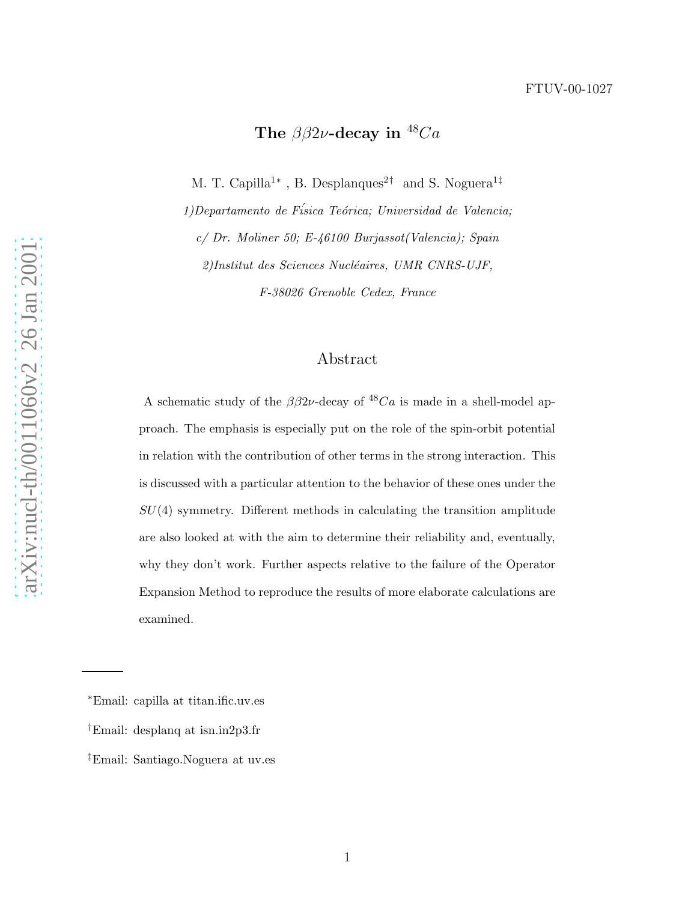FTUV-00-1027

# The $\beta\beta 2\nu$-decay in $^{48}Ca$

M. T. Capilla[1*], B. Desplanques[2†] and S. Noguera[1‡]

*1)Departamento de Físsica Teórica; Universidad de Valencia;*

*c/ Dr. Moliner 50; E-46100 Burjassot(Valencia); Spain*

*2)Institut des Sciences Nucléaires, UMR CNRS-UJF,*

*F-38026 Grenoble Cedex, France*

## Abstract

A schematic study of the $\beta\beta 2\nu$-decay of $^{48}Ca$ is made in a shell-model approach. The emphasis is especially put on the role of the spin-orbit potential in relation with the contribution of other terms in the strong interaction. This is discussed with a particular attention to the behavior of these ones under the $SU(4)$ symmetry. Different methods in calculating the transition amplitude are also looked at with the aim to determine their reliability and, eventually, why they don't work. Further aspects relative to the failure of the Operator Expansion Method to reproduce the results of more elaborate calculations are examined.

---

*Email: capilla at titan.ific.uv.es

†Email: desplanq at isn.in2p3.fr

‡Email: Santiago.Noguera at uv.es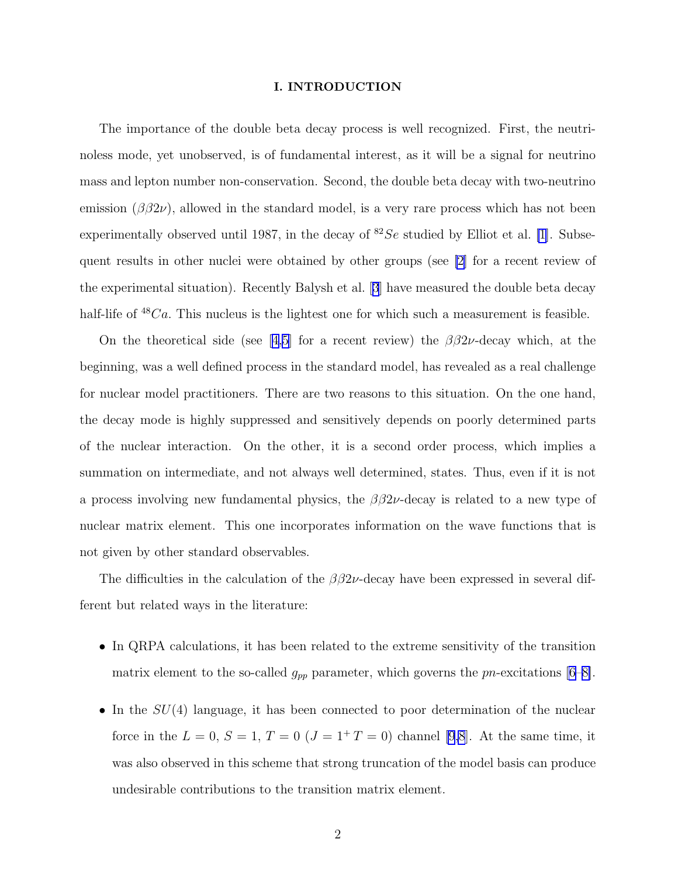## I. INTRODUCTION

The importance of the double beta decay process is well recognized. First, the neutrinoless mode, yet unobserved, is of fundamental interest, as it will be a signal for neutrino mass and lepton number non-conservation. Second, the double beta decay with two-neutrino emission ($\beta\beta2\nu$), allowed in the standard model, is a very rare process which has not been experimentally observed until 1987, in the decay of $^{82}Se$ studied by Elliot et al. [1]. Subsequent results in other nuclei were obtained by other groups (see [2] for a recent review of the experimental situation). Recently Balysh et al. [3] have measured the double beta decay half-life of $^{48}Ca$. This nucleus is the lightest one for which such a measurement is feasible.

On the theoretical side (see [4,5] for a recent review) the $\beta\beta2\nu$-decay which, at the beginning, was a well defined process in the standard model, has revealed as a real challenge for nuclear model practitioners. There are two reasons to this situation. On the one hand, the decay mode is highly suppressed and sensitively depends on poorly determined parts of the nuclear interaction. On the other, it is a second order process, which implies a summation on intermediate, and not always well determined, states. Thus, even if it is not a process involving new fundamental physics, the $\beta\beta2\nu$-decay is related to a new type of nuclear matrix element. This one incorporates information on the wave functions that is not given by other standard observables.

The difficulties in the calculation of the $\beta\beta2\nu$-decay have been expressed in several different but related ways in the literature:

- In QRPA calculations, it has been related to the extreme sensitivity of the transition matrix element to the so-called $g_{pp}$ parameter, which governs the $pn$-excitations [6–8].
- In the $SU(4)$ language, it has been connected to poor determination of the nuclear force in the $L = 0$, $S = 1$, $T = 0$ ($J = 1^+ T = 0$) channel [9,8]. At the same time, it was also observed in this scheme that strong truncation of the model basis can produce undesirable contributions to the transition matrix element.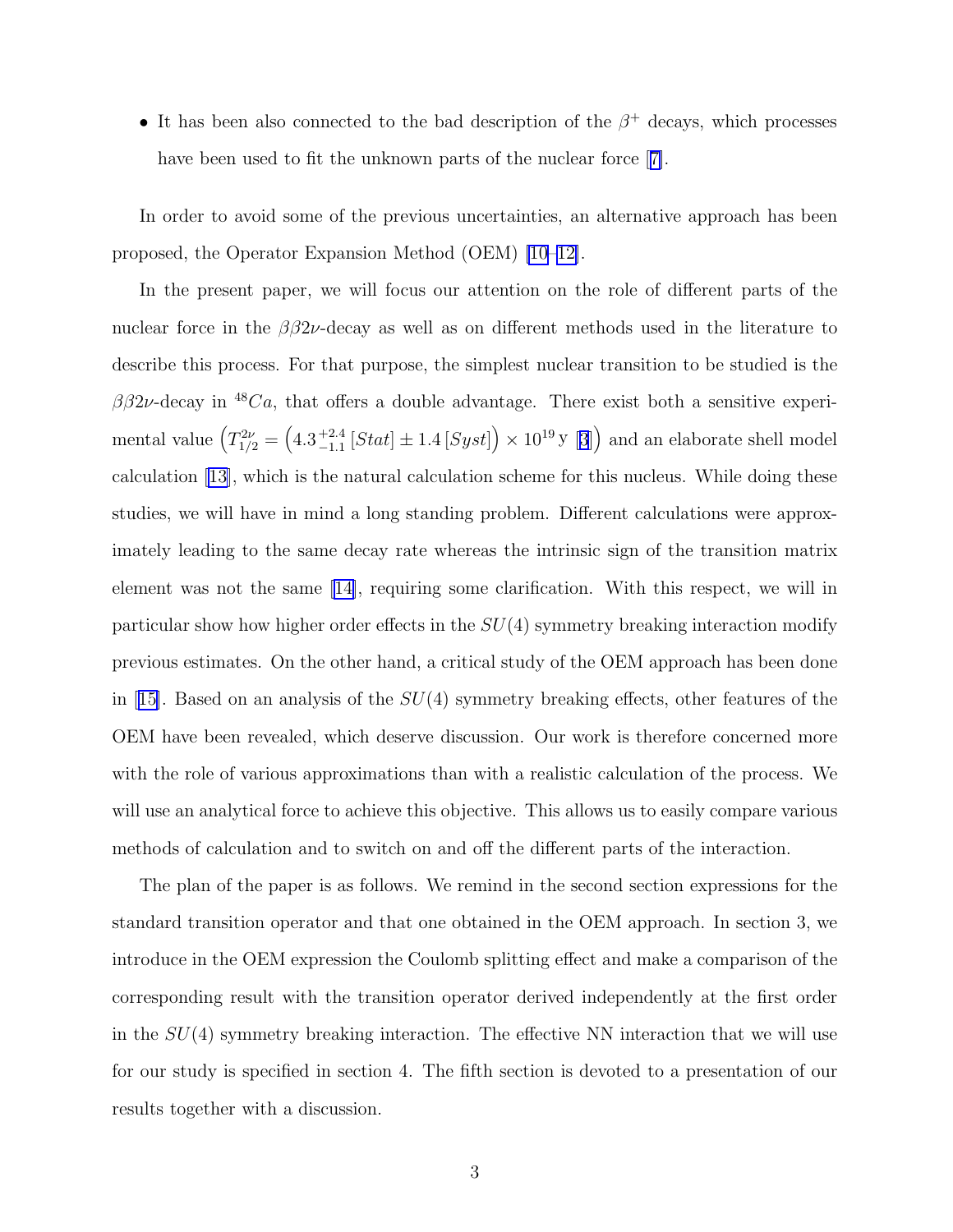- It has been also connected to the bad description of the $\beta^+$ decays, which processes have been used to fit the unknown parts of the nuclear force [7].

In order to avoid some of the previous uncertainties, an alternative approach has been proposed, the Operator Expansion Method (OEM) [10–12].

In the present paper, we will focus our attention on the role of different parts of the nuclear force in the $\beta\beta 2\nu$-decay as well as on different methods used in the literature to describe this process. For that purpose, the simplest nuclear transition to be studied is the $\beta\beta 2\nu$-decay in $^{48}Ca$, that offers a double advantage. There exist both a sensitive experimental value $\left(T^{2\nu}_{1/2} = \left(4.3^{+2.4}_{-1.1}\,[Stat] \pm 1.4\,[Syst]\right) \times 10^{19}\,\mathrm{y}\ [3]\right)$ and an elaborate shell model calculation [13], which is the natural calculation scheme for this nucleus. While doing these studies, we will have in mind a long standing problem. Different calculations were approximately leading to the same decay rate whereas the intrinsic sign of the transition matrix element was not the same [14], requiring some clarification. With this respect, we will in particular show how higher order effects in the $SU(4)$ symmetry breaking interaction modify previous estimates. On the other hand, a critical study of the OEM approach has been done in [15]. Based on an analysis of the $SU(4)$ symmetry breaking effects, other features of the OEM have been revealed, which deserve discussion. Our work is therefore concerned more with the role of various approximations than with a realistic calculation of the process. We will use an analytical force to achieve this objective. This allows us to easily compare various methods of calculation and to switch on and off the different parts of the interaction.

The plan of the paper is as follows. We remind in the second section expressions for the standard transition operator and that one obtained in the OEM approach. In section 3, we introduce in the OEM expression the Coulomb splitting effect and make a comparison of the corresponding result with the transition operator derived independently at the first order in the $SU(4)$ symmetry breaking interaction. The effective NN interaction that we will use for our study is specified in section 4. The fifth section is devoted to a presentation of our results together with a discussion.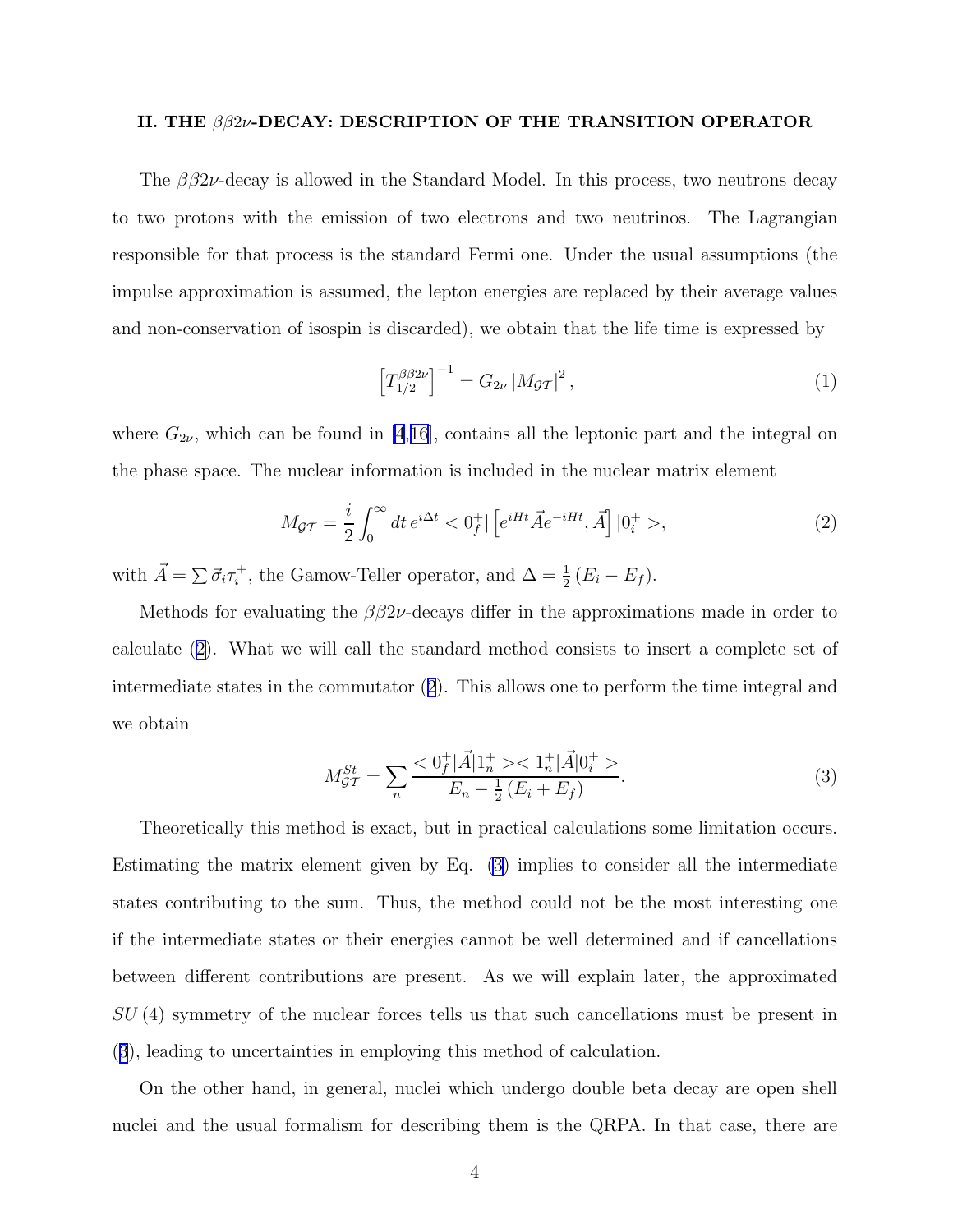## II. THE $\beta\beta 2\nu$-DECAY: DESCRIPTION OF THE TRANSITION OPERATOR

The $\beta\beta 2\nu$-decay is allowed in the Standard Model. In this process, two neutrons decay to two protons with the emission of two electrons and two neutrinos. The Lagrangian responsible for that process is the standard Fermi one. Under the usual assumptions (the impulse approximation is assumed, the lepton energies are replaced by their average values and non-conservation of isospin is discarded), we obtain that the life time is expressed by

$$\left[T_{1/2}^{\beta\beta 2\nu}\right]^{-1} = G_{2\nu} \left|M_{\mathcal{GT}}\right|^2, \tag{1}$$

where $G_{2\nu}$, which can be found in [4,16], contains all the leptonic part and the integral on the phase space. The nuclear information is included in the nuclear matrix element

$$M_{\mathcal{GT}} = \frac{i}{2} \int_0^\infty dt \, e^{i\Delta t} < 0_f^+ | \left[e^{iHt} \vec{A} e^{-iHt}, \vec{A}\right] | 0_i^+ >, \tag{2}$$

with $\vec{A} = \sum \vec{\sigma}_i \tau_i^+$, the Gamow-Teller operator, and $\Delta = \frac{1}{2}\left(E_i - E_f\right)$.

Methods for evaluating the $\beta\beta 2\nu$-decays differ in the approximations made in order to calculate (2). What we will call the standard method consists to insert a complete set of intermediate states in the commutator (2). This allows one to perform the time integral and we obtain

$$M_{\mathcal{GT}}^{St} = \sum_n \frac{< 0_f^+ | \vec{A} | 1_n^+ >< 1_n^+ | \vec{A} | 0_i^+ >}{E_n - \frac{1}{2}\left(E_i + E_f\right)}. \tag{3}$$

Theoretically this method is exact, but in practical calculations some limitation occurs. Estimating the matrix element given by Eq. (3) implies to consider all the intermediate states contributing to the sum. Thus, the method could not be the most interesting one if the intermediate states or their energies cannot be well determined and if cancellations between different contributions are present. As we will explain later, the approximated $SU(4)$ symmetry of the nuclear forces tells us that such cancellations must be present in (3), leading to uncertainties in employing this method of calculation.

On the other hand, in general, nuclei which undergo double beta decay are open shell nuclei and the usual formalism for describing them is the QRPA. In that case, there are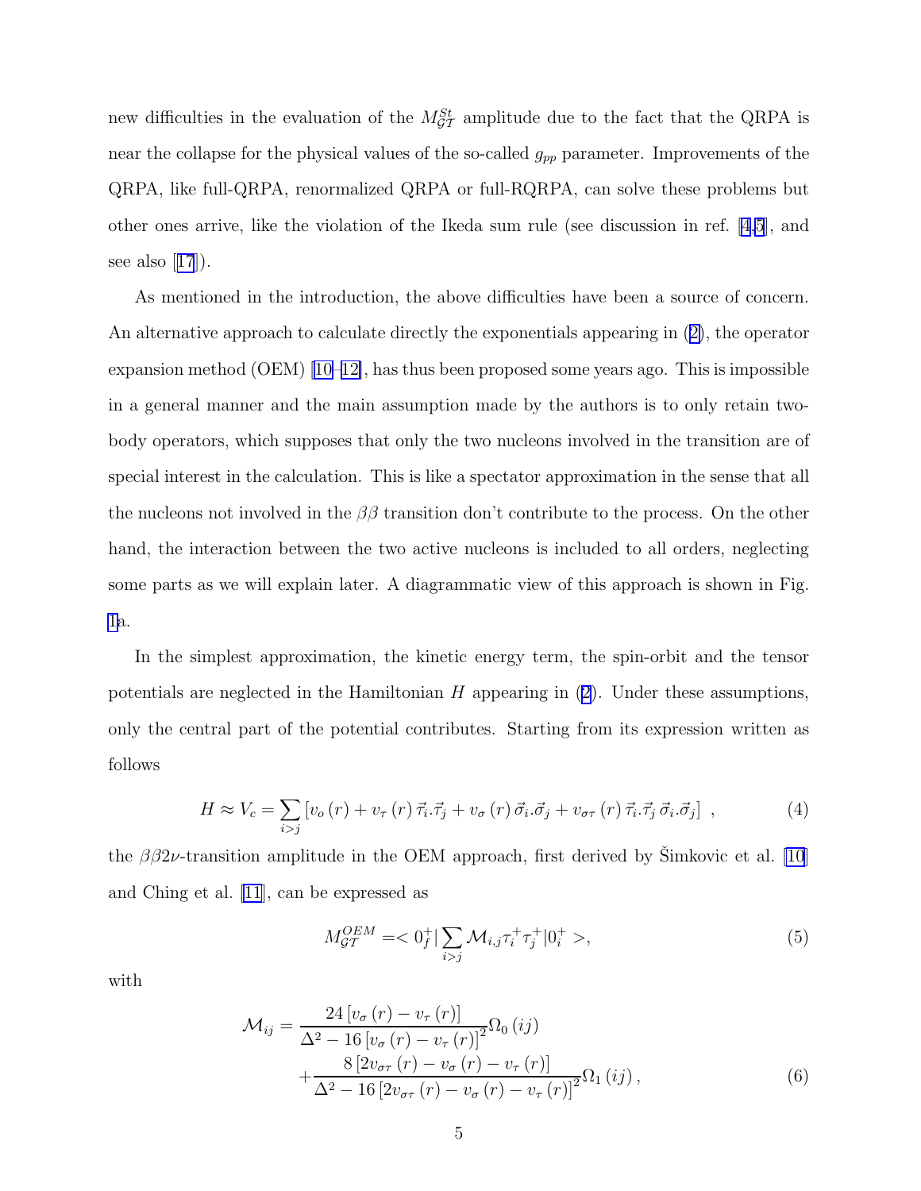new difficulties in the evaluation of the $M_{\mathcal{GT}}^{St}$ amplitude due to the fact that the QRPA is near the collapse for the physical values of the so-called $g_{pp}$ parameter. Improvements of the QRPA, like full-QRPA, renormalized QRPA or full-RQRPA, can solve these problems but other ones arrive, like the violation of the Ikeda sum rule (see discussion in ref. [4,5], and see also [17]).

As mentioned in the introduction, the above difficulties have been a source of concern. An alternative approach to calculate directly the exponentials appearing in (2), the operator expansion method (OEM) [10–12], has thus been proposed some years ago. This is impossible in a general manner and the main assumption made by the authors is to only retain two-body operators, which supposes that only the two nucleons involved in the transition are of special interest in the calculation. This is like a spectator approximation in the sense that all the nucleons not involved in the $\beta\beta$ transition don't contribute to the process. On the other hand, the interaction between the two active nucleons is included to all orders, neglecting some parts as we will explain later. A diagrammatic view of this approach is shown in Fig. 1a.

In the simplest approximation, the kinetic energy term, the spin-orbit and the tensor potentials are neglected in the Hamiltonian $H$ appearing in (2). Under these assumptions, only the central part of the potential contributes. Starting from its expression written as follows

$$H \approx V_c = \sum_{i>j} \left[ v_o\left(r\right) + v_\tau\left(r\right) \vec{\tau}_i.\vec{\tau}_j + v_\sigma\left(r\right) \vec{\sigma}_i.\vec{\sigma}_j + v_{\sigma\tau}\left(r\right) \vec{\tau}_i.\vec{\tau}_j \, \vec{\sigma}_i.\vec{\sigma}_j \right] \; , \tag{4}$$

the $\beta\beta 2\nu$-transition amplitude in the OEM approach, first derived by Šimkovic et al. [10] and Ching et al. [11], can be expressed as

$$M_{\mathcal{GT}}^{OEM} = < 0_f^+ | \sum_{i>j} \mathcal{M}_{i,j} \tau_i^+ \tau_j^+ | 0_i^+ >, \tag{5}$$

with

$$\begin{aligned}
\mathcal{M}_{ij} = & \frac{24 \left[ v_\sigma\left(r\right) - v_\tau\left(r\right) \right]}{\Delta^2 - 16 \left[ v_\sigma\left(r\right) - v_\tau\left(r\right) \right]^2} \Omega_0\left(ij\right) \\
& + \frac{8 \left[ 2 v_{\sigma\tau}\left(r\right) - v_\sigma\left(r\right) - v_\tau\left(r\right) \right]}{\Delta^2 - 16 \left[ 2 v_{\sigma\tau}\left(r\right) - v_\sigma\left(r\right) - v_\tau\left(r\right) \right]^2} \Omega_1\left(ij\right),
\end{aligned} \tag{6}$$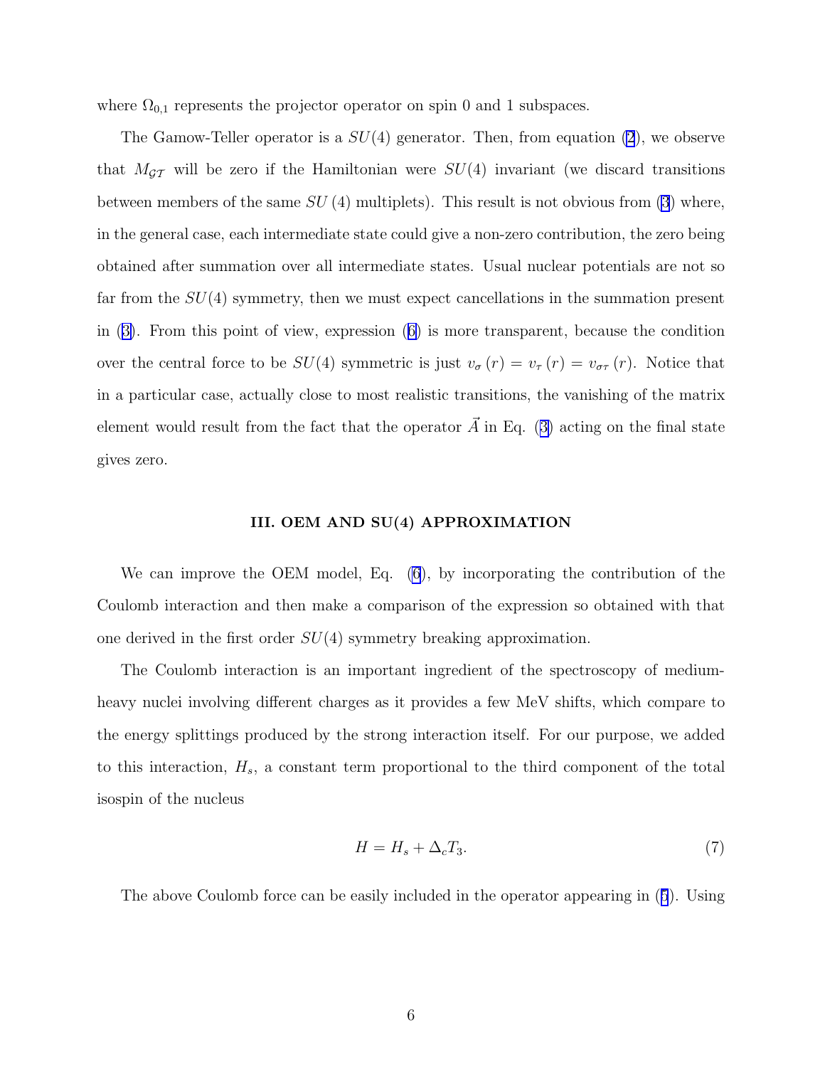where $\Omega_{0,1}$ represents the projector operator on spin 0 and 1 subspaces.

The Gamow-Teller operator is a $SU(4)$ generator. Then, from equation (2), we observe that $M_{\mathcal{GT}}$ will be zero if the Hamiltonian were $SU(4)$ invariant (we discard transitions between members of the same $SU(4)$ multiplets). This result is not obvious from (3) where, in the general case, each intermediate state could give a non-zero contribution, the zero being obtained after summation over all intermediate states. Usual nuclear potentials are not so far from the $SU(4)$ symmetry, then we must expect cancellations in the summation present in (3). From this point of view, expression (6) is more transparent, because the condition over the central force to be $SU(4)$ symmetric is just $v_{\sigma}(r) = v_{\tau}(r) = v_{\sigma\tau}(r)$. Notice that in a particular case, actually close to most realistic transitions, the vanishing of the matrix element would result from the fact that the operator $\vec{A}$ in Eq. (3) acting on the final state gives zero.

### III. OEM AND SU(4) APPROXIMATION

We can improve the OEM model, Eq. (6), by incorporating the contribution of the Coulomb interaction and then make a comparison of the expression so obtained with that one derived in the first order $SU(4)$ symmetry breaking approximation.

The Coulomb interaction is an important ingredient of the spectroscopy of medium-heavy nuclei involving different charges as it provides a few MeV shifts, which compare to the energy splittings produced by the strong interaction itself. For our purpose, we added to this interaction, $H_s$, a constant term proportional to the third component of the total isospin of the nucleus

$$H = H_s + \Delta_c T_3. \tag{7}$$

The above Coulomb force can be easily included in the operator appearing in (5). Using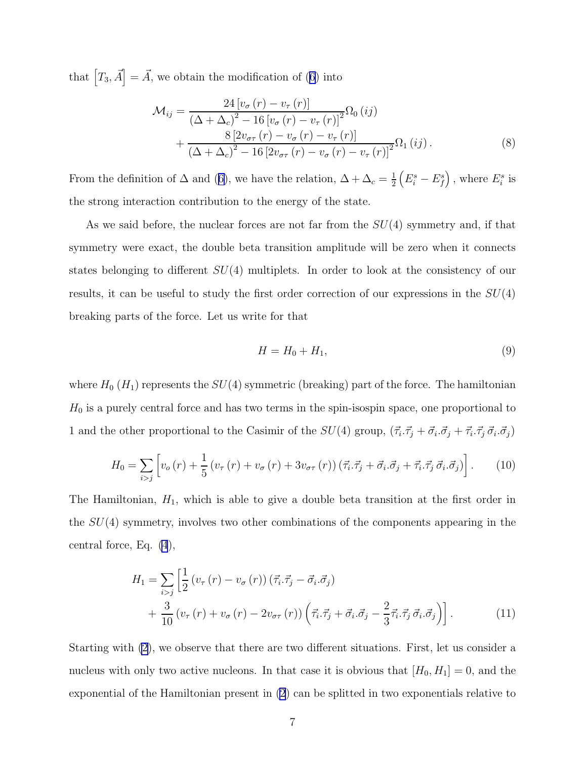that $\left[T_3, \vec{A}\right] = \vec{A}$, we obtain the modification of (6) into

$$
\begin{aligned}
\mathcal{M}_{ij} = &\frac{24\left[v_\sigma(r) - v_\tau(r)\right]}{\left(\Delta + \Delta_c\right)^2 - 16\left[v_\sigma(r) - v_\tau(r)\right]^2}\Omega_0(ij) \\
&+ \frac{8\left[2v_{\sigma\tau}(r) - v_\sigma(r) - v_\tau(r)\right]}{\left(\Delta + \Delta_c\right)^2 - 16\left[2v_{\sigma\tau}(r) - v_\sigma(r) - v_\tau(r)\right]^2}\Omega_1(ij).
\end{aligned}
\tag{8}
$$

From the definition of $\Delta$ and (6), we have the relation, $\Delta + \Delta_c = \frac{1}{2}\left(E_i^s - E_f^s\right)$, where $E_i^s$ is the strong interaction contribution to the energy of the state.

As we said before, the nuclear forces are not far from the $SU(4)$ symmetry and, if that symmetry were exact, the double beta transition amplitude will be zero when it connects states belonging to different $SU(4)$ multiplets. In order to look at the consistency of our results, it can be useful to study the first order correction of our expressions in the $SU(4)$ breaking parts of the force. Let us write for that

$$
H = H_0 + H_1,
\tag{9}
$$

where $H_0$ ($H_1$) represents the $SU(4)$ symmetric (breaking) part of the force. The hamiltonian $H_0$ is a purely central force and has two terms in the spin-isospin space, one proportional to 1 and the other proportional to the Casimir of the $SU(4)$ group, $(\vec{\tau}_i.\vec{\tau}_j + \vec{\sigma}_i.\vec{\sigma}_j + \vec{\tau}_i.\vec{\tau}_j\,\vec{\sigma}_i.\vec{\sigma}_j)$

$$
H_0 = \sum_{i>j}\left[v_o(r) + \frac{1}{5}\left(v_\tau(r) + v_\sigma(r) + 3v_{\sigma\tau}(r)\right)\left(\vec{\tau}_i.\vec{\tau}_j + \vec{\sigma}_i.\vec{\sigma}_j + \vec{\tau}_i.\vec{\tau}_j\,\vec{\sigma}_i.\vec{\sigma}_j\right)\right].
\tag{10}
$$

The Hamiltonian, $H_1$, which is able to give a double beta transition at the first order in the $SU(4)$ symmetry, involves two other combinations of the components appearing in the central force, Eq. (4),

$$
\begin{aligned}
H_1 = \sum_{i>j}\Big[&\frac{1}{2}\left(v_\tau(r) - v_\sigma(r)\right)\left(\vec{\tau}_i.\vec{\tau}_j - \vec{\sigma}_i.\vec{\sigma}_j\right) \\
&+ \frac{3}{10}\left(v_\tau(r) + v_\sigma(r) - 2v_{\sigma\tau}(r)\right)\left(\vec{\tau}_i.\vec{\tau}_j + \vec{\sigma}_i.\vec{\sigma}_j - \frac{2}{3}\vec{\tau}_i.\vec{\tau}_j\,\vec{\sigma}_i.\vec{\sigma}_j\right)\Big].
\end{aligned}
\tag{11}
$$

Starting with (2), we observe that there are two different situations. First, let us consider a nucleus with only two active nucleons. In that case it is obvious that $[H_0, H_1] = 0$, and the exponential of the Hamiltonian present in (2) can be splitted in two exponentials relative to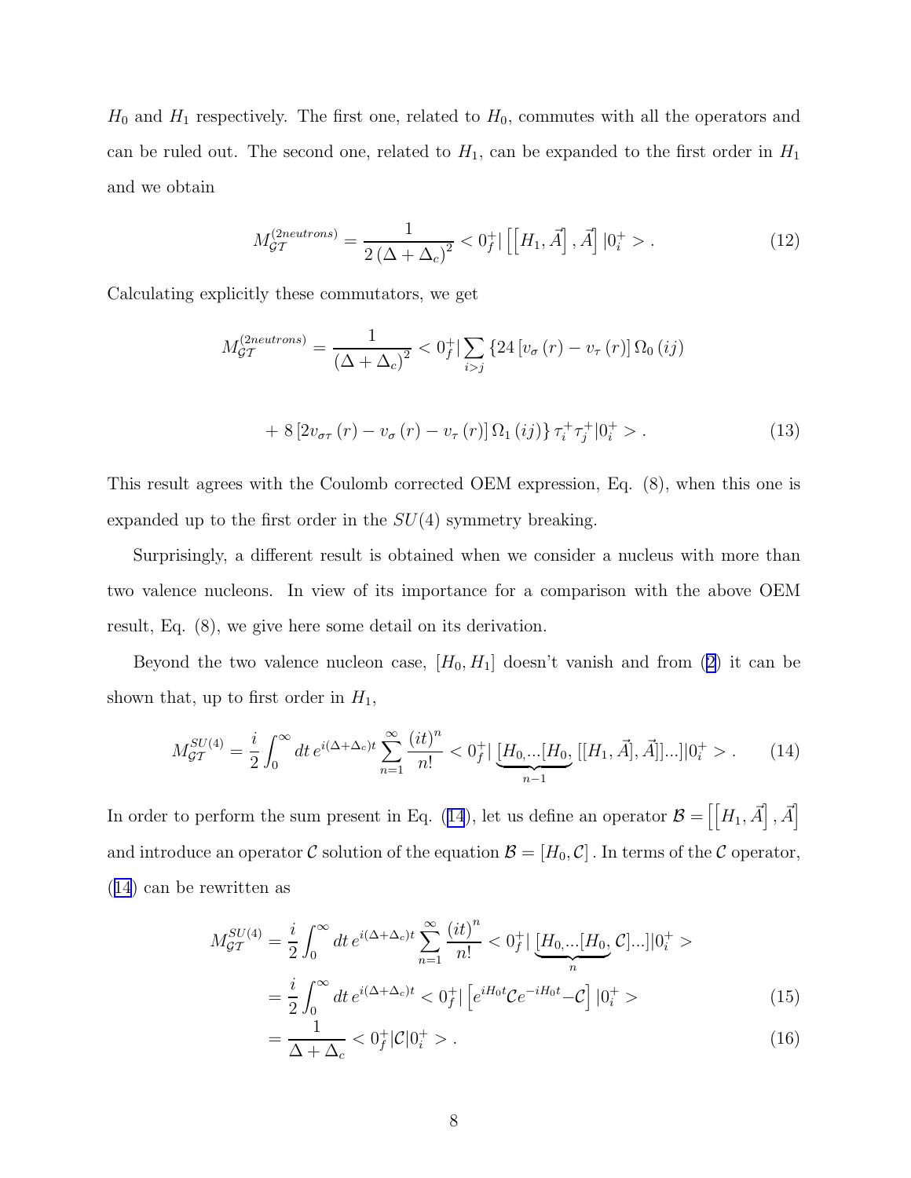$H_0$ and $H_1$ respectively. The first one, related to $H_0$, commutes with all the operators and can be ruled out. The second one, related to $H_1$, can be expanded to the first order in $H_1$ and we obtain

$$M_{\mathcal{GT}}^{(2neutrons)} = \frac{1}{2\left(\Delta + \Delta_c\right)^2} < 0_f^+ | \left[\left[H_1, \vec{A}\right], \vec{A}\right] |0_i^+ > . \tag{12}$$

Calculating explicitly these commutators, we get

$$M_{\mathcal{GT}}^{(2neutrons)} = \frac{1}{\left(\Delta + \Delta_c\right)^2} < 0_f^+ | \sum_{i>j} \{24 \left[v_\sigma(r) - v_\tau(r)\right] \Omega_0(ij)$$

$$+ 8\left[2v_{\sigma\tau}(r) - v_\sigma(r) - v_\tau(r)\right] \Omega_1(ij)\} \tau_i^+ \tau_j^+ |0_i^+ > . \tag{13}$$

This result agrees with the Coulomb corrected OEM expression, Eq. (8), when this one is expanded up to the first order in the $SU(4)$ symmetry breaking.

Surprisingly, a different result is obtained when we consider a nucleus with more than two valence nucleons. In view of its importance for a comparison with the above OEM result, Eq. (8), we give here some detail on its derivation.

Beyond the two valence nucleon case, $[H_0, H_1]$ doesn't vanish and from (2) it can be shown that, up to first order in $H_1$,

$$M_{\mathcal{GT}}^{SU(4)} = \frac{i}{2} \int_0^\infty dt \, e^{i(\Delta+\Delta_c)t} \sum_{n=1}^{\infty} \frac{(it)^n}{n!} < 0_f^+ | \underbrace{[H_0, ...[H_0,}_{n-1} [[H_1, \vec{A}], \vec{A}]]...]|0_i^+ > . \tag{14}$$

In order to perform the sum present in Eq. (14), let us define an operator $\mathcal{B} = \left[\left[H_1, \vec{A}\right], \vec{A}\right]$ and introduce an operator $\mathcal{C}$ solution of the equation $\mathcal{B} = [H_0, \mathcal{C}]$. In terms of the $\mathcal{C}$ operator, (14) can be rewritten as

$$\begin{aligned}
M_{\mathcal{GT}}^{SU(4)} &= \frac{i}{2} \int_0^\infty dt \, e^{i(\Delta+\Delta_c)t} \sum_{n=1}^{\infty} \frac{(it)^n}{n!} < 0_f^+ | \underbrace{[H_0, ...[H_0,}_{n} \mathcal{C}]...]|0_i^+ > \\
&= \frac{i}{2} \int_0^\infty dt \, e^{i(\Delta+\Delta_c)t} < 0_f^+ | \left[e^{iH_0 t} \mathcal{C} e^{-iH_0 t} - \mathcal{C}\right] |0_i^+ > \qquad (15) \\
&= \frac{1}{\Delta + \Delta_c} < 0_f^+ | \mathcal{C} | 0_i^+ > . \qquad (16)
\end{aligned}$$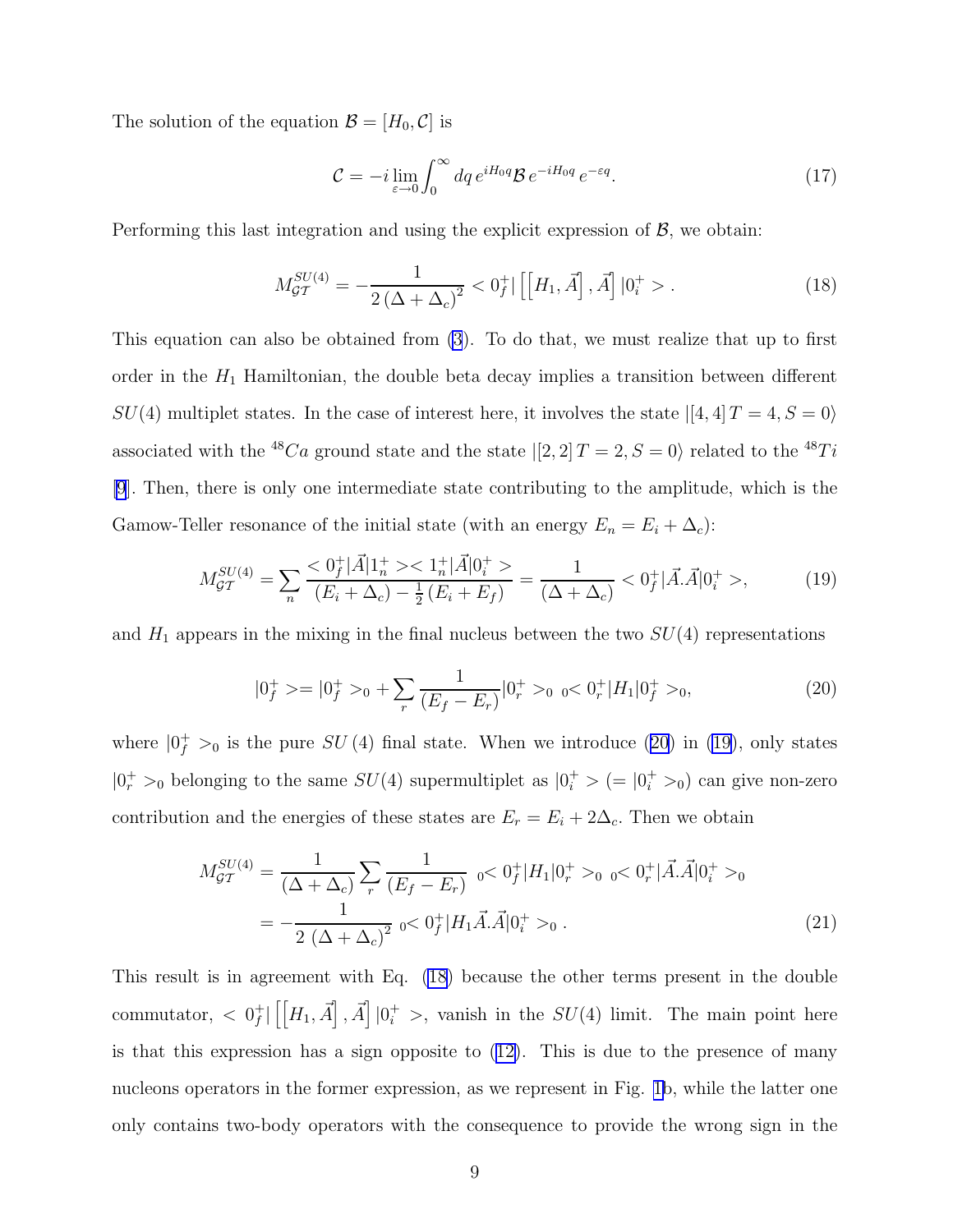The solution of the equation $\mathcal{B} = [H_0, \mathcal{C}]$ is

$$\mathcal{C} = -i \lim_{\varepsilon \to 0} \int_0^\infty dq \, e^{iH_0 q} \mathcal{B} \, e^{-iH_0 q} \, e^{-\varepsilon q}. \tag{17}$$

Performing this last integration and using the explicit expression of $\mathcal{B}$, we obtain:

$$M_{\mathcal{GT}}^{SU(4)} = -\frac{1}{2\left(\Delta + \Delta_c\right)^2} < 0_f^+ | \left[\left[H_1, \vec{A}\right], \vec{A}\right] |0_i^+ > . \tag{18}$$

This equation can also be obtained from (3). To do that, we must realize that up to first order in the $H_1$ Hamiltonian, the double beta decay implies a transition between different $SU(4)$ multiplet states. In the case of interest here, it involves the state $|[4,4]\, T = 4, S = 0\rangle$ associated with the $^{48}Ca$ ground state and the state $|[2,2]\, T = 2, S = 0\rangle$ related to the $^{48}Ti$ [9]. Then, there is only one intermediate state contributing to the amplitude, which is the Gamow-Teller resonance of the initial state (with an energy $E_n = E_i + \Delta_c$):

$$M_{\mathcal{GT}}^{SU(4)} = \sum_n \frac{< 0_f^+ |\vec{A}| 1_n^+ >< 1_n^+ |\vec{A}| 0_i^+ >}{(E_i + \Delta_c) - \frac{1}{2}(E_i + E_f)} = \frac{1}{(\Delta + \Delta_c)} < 0_f^+ |\vec{A}.\vec{A}| 0_i^+ >, \tag{19}$$

and $H_1$ appears in the mixing in the final nucleus between the two $SU(4)$ representations

$$|0_f^+ >= |0_f^+ >_0 + \sum_r \frac{1}{(E_f - E_r)} |0_r^+ >_0 \, {}_0< 0_r^+ |H_1| 0_f^+ >_0, \tag{20}$$

where $|0_f^+ >_0$ is the pure $SU(4)$ final state. When we introduce (20) in (19), only states $|0_r^+ >_0$ belonging to the same $SU(4)$ supermultiplet as $|0_i^+ >$ $(= |0_i^+ >_0)$ can give non-zero contribution and the energies of these states are $E_r = E_i + 2\Delta_c$. Then we obtain

$$\begin{aligned} M_{\mathcal{GT}}^{SU(4)} &= \frac{1}{(\Delta + \Delta_c)} \sum_r \frac{1}{(E_f - E_r)} \, {}_0< 0_f^+ |H_1| 0_r^+ >_0 \, {}_0< 0_r^+ |\vec{A}.\vec{A}| 0_i^+ >_0 \\ &= -\frac{1}{2\left(\Delta + \Delta_c\right)^2} \, {}_0< 0_f^+ |H_1 \vec{A}.\vec{A}| 0_i^+ >_0 \, . \end{aligned} \tag{21}$$

This result is in agreement with Eq. (18) because the other terms present in the double commutator, $< 0_f^+ | \left[\left[H_1, \vec{A}\right], \vec{A}\right] |0_i^+ >$, vanish in the $SU(4)$ limit. The main point here is that this expression has a sign opposite to (12). This is due to the presence of many nucleons operators in the former expression, as we represent in Fig. 1b, while the latter one only contains two-body operators with the consequence to provide the wrong sign in the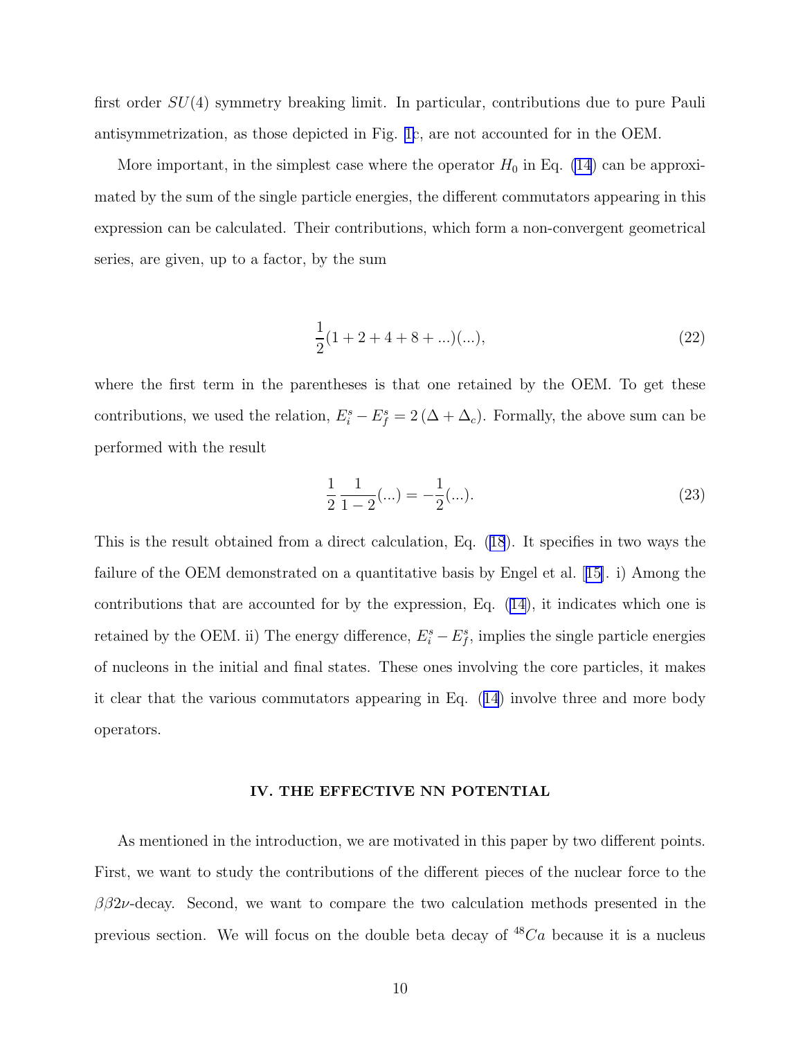first order $SU(4)$ symmetry breaking limit. In particular, contributions due to pure Pauli antisymmetrization, as those depicted in Fig. 1c, are not accounted for in the OEM.

More important, in the simplest case where the operator $H_0$ in Eq. (14) can be approximated by the sum of the single particle energies, the different commutators appearing in this expression can be calculated. Their contributions, which form a non-convergent geometrical series, are given, up to a factor, by the sum

$$\frac{1}{2}(1+2+4+8+...)(...), \tag{22}$$

where the first term in the parentheses is that one retained by the OEM. To get these contributions, we used the relation, $E_i^s - E_f^s = 2\,(\Delta + \Delta_c)$. Formally, the above sum can be performed with the result

$$\frac{1}{2}\,\frac{1}{1-2}(...) = -\frac{1}{2}(...). \tag{23}$$

This is the result obtained from a direct calculation, Eq. (18). It specifies in two ways the failure of the OEM demonstrated on a quantitative basis by Engel et al. [15]. i) Among the contributions that are accounted for by the expression, Eq. (14), it indicates which one is retained by the OEM. ii) The energy difference, $E_i^s - E_f^s$, implies the single particle energies of nucleons in the initial and final states. These ones involving the core particles, it makes it clear that the various commutators appearing in Eq. (14) involve three and more body operators.

## IV. THE EFFECTIVE NN POTENTIAL

As mentioned in the introduction, we are motivated in this paper by two different points. First, we want to study the contributions of the different pieces of the nuclear force to the $\beta\beta 2\nu$-decay. Second, we want to compare the two calculation methods presented in the previous section. We will focus on the double beta decay of $^{48}Ca$ because it is a nucleus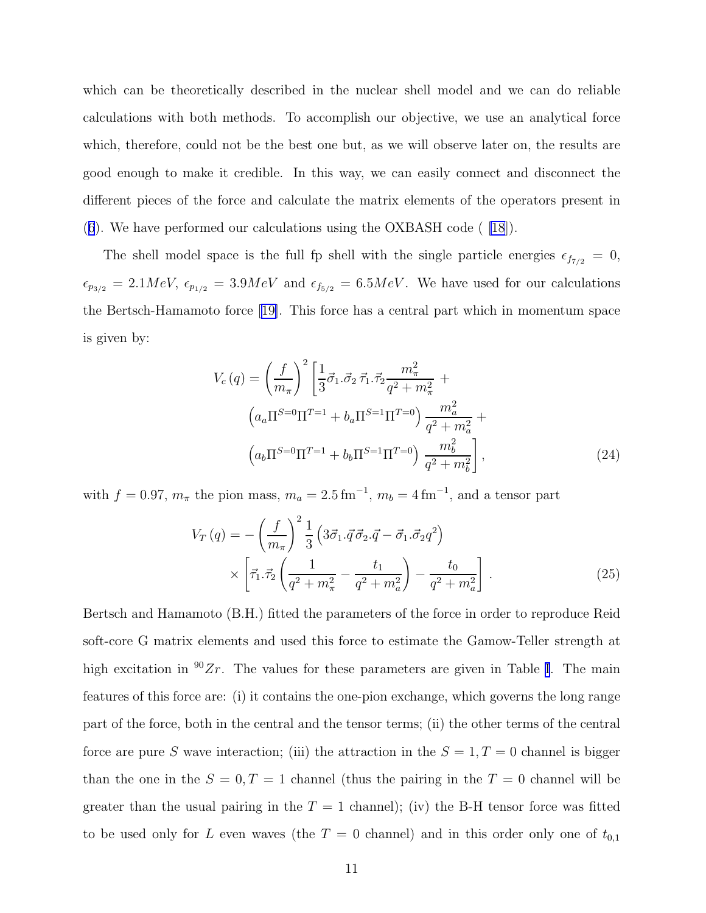which can be theoretically described in the nuclear shell model and we can do reliable calculations with both methods. To accomplish our objective, we use an analytical force which, therefore, could not be the best one but, as we will observe later on, the results are good enough to make it credible. In this way, we can easily connect and disconnect the different pieces of the force and calculate the matrix elements of the operators present in (6). We have performed our calculations using the OXBASH code ( [18]).

The shell model space is the full fp shell with the single particle energies $\epsilon_{f_{7/2}} = 0$, $\epsilon_{p_{3/2}} = 2.1 MeV$, $\epsilon_{p_{1/2}} = 3.9 MeV$ and $\epsilon_{f_{5/2}} = 6.5 MeV$. We have used for our calculations the Bertsch-Hamamoto force [19]. This force has a central part which in momentum space is given by:

$$
\begin{aligned}
V_c(q) = \left(\frac{f}{m_\pi}\right)^2 \Bigg[ & \frac{1}{3} \vec{\sigma}_1.\vec{\sigma}_2 \, \vec{\tau}_1.\vec{\tau}_2 \frac{m_\pi^2}{q^2 + m_\pi^2} + \\
& \left( a_a \Pi^{S=0} \Pi^{T=1} + b_a \Pi^{S=1} \Pi^{T=0} \right) \frac{m_a^2}{q^2 + m_a^2} + \\
& \left( a_b \Pi^{S=0} \Pi^{T=1} + b_b \Pi^{S=1} \Pi^{T=0} \right) \frac{m_b^2}{q^2 + m_b^2} \Bigg],
\end{aligned}
\tag{24}
$$

with $f = 0.97$, $m_\pi$ the pion mass, $m_a = 2.5 \, \mathrm{fm}^{-1}$, $m_b = 4 \, \mathrm{fm}^{-1}$, and a tensor part

$$
\begin{aligned}
V_T(q) = & -\left(\frac{f}{m_\pi}\right)^2 \frac{1}{3} \left( 3 \vec{\sigma}_1.\vec{q} \, \vec{\sigma}_2.\vec{q} - \vec{\sigma}_1.\vec{\sigma}_2 q^2 \right) \\
& \times \left[ \vec{\tau}_1.\vec{\tau}_2 \left( \frac{1}{q^2 + m_\pi^2} - \frac{t_1}{q^2 + m_a^2} \right) - \frac{t_0}{q^2 + m_a^2} \right].
\end{aligned}
\tag{25}
$$

Bertsch and Hamamoto (B.H.) fitted the parameters of the force in order to reproduce Reid soft-core G matrix elements and used this force to estimate the Gamow-Teller strength at high excitation in $^{90}Zr$. The values for these parameters are given in Table I. The main features of this force are: (i) it contains the one-pion exchange, which governs the long range part of the force, both in the central and the tensor terms; (ii) the other terms of the central force are pure $S$ wave interaction; (iii) the attraction in the $S = 1, T = 0$ channel is bigger than the one in the $S = 0, T = 1$ channel (thus the pairing in the $T = 0$ channel will be greater than the usual pairing in the $T = 1$ channel); (iv) the B-H tensor force was fitted to be used only for $L$ even waves (the $T = 0$ channel) and in this order only one of $t_{0,1}$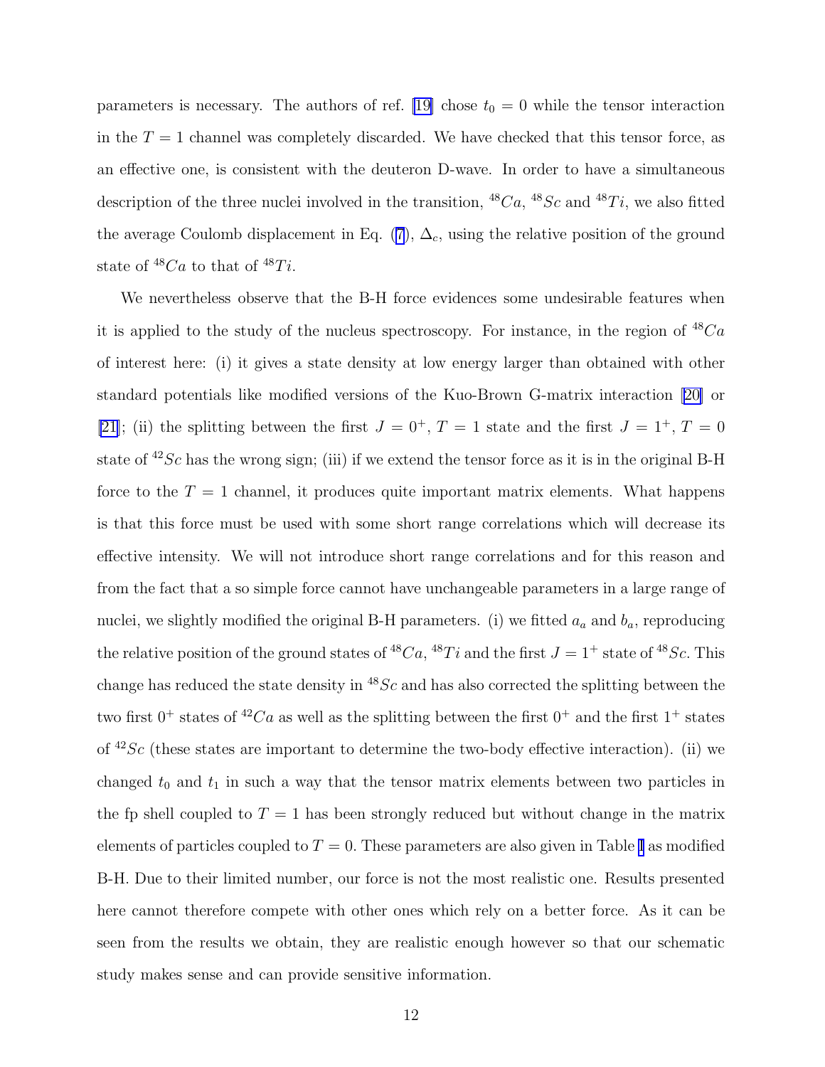parameters is necessary. The authors of ref. [19] chose $t_0 = 0$ while the tensor interaction in the $T = 1$ channel was completely discarded. We have checked that this tensor force, as an effective one, is consistent with the deuteron D-wave. In order to have a simultaneous description of the three nuclei involved in the transition, $^{48}Ca$, $^{48}Sc$ and $^{48}Ti$, we also fitted the average Coulomb displacement in Eq. (7), $\Delta_c$, using the relative position of the ground state of $^{48}Ca$ to that of $^{48}Ti$.

We nevertheless observe that the B-H force evidences some undesirable features when it is applied to the study of the nucleus spectroscopy. For instance, in the region of $^{48}Ca$ of interest here: (i) it gives a state density at low energy larger than obtained with other standard potentials like modified versions of the Kuo-Brown G-matrix interaction [20] or [21]; (ii) the splitting between the first $J = 0^+$, $T = 1$ state and the first $J = 1^+$, $T = 0$ state of $^{42}Sc$ has the wrong sign; (iii) if we extend the tensor force as it is in the original B-H force to the $T = 1$ channel, it produces quite important matrix elements. What happens is that this force must be used with some short range correlations which will decrease its effective intensity. We will not introduce short range correlations and for this reason and from the fact that a so simple force cannot have unchangeable parameters in a large range of nuclei, we slightly modified the original B-H parameters. (i) we fitted $a_a$ and $b_a$, reproducing the relative position of the ground states of $^{48}Ca$, $^{48}Ti$ and the first $J = 1^+$ state of $^{48}Sc$. This change has reduced the state density in $^{48}Sc$ and has also corrected the splitting between the two first $0^+$ states of $^{42}Ca$ as well as the splitting between the first $0^+$ and the first $1^+$ states of $^{42}Sc$ (these states are important to determine the two-body effective interaction). (ii) we changed $t_0$ and $t_1$ in such a way that the tensor matrix elements between two particles in the fp shell coupled to $T = 1$ has been strongly reduced but without change in the matrix elements of particles coupled to $T = 0$. These parameters are also given in Table I as modified B-H. Due to their limited number, our force is not the most realistic one. Results presented here cannot therefore compete with other ones which rely on a better force. As it can be seen from the results we obtain, they are realistic enough however so that our schematic study makes sense and can provide sensitive information.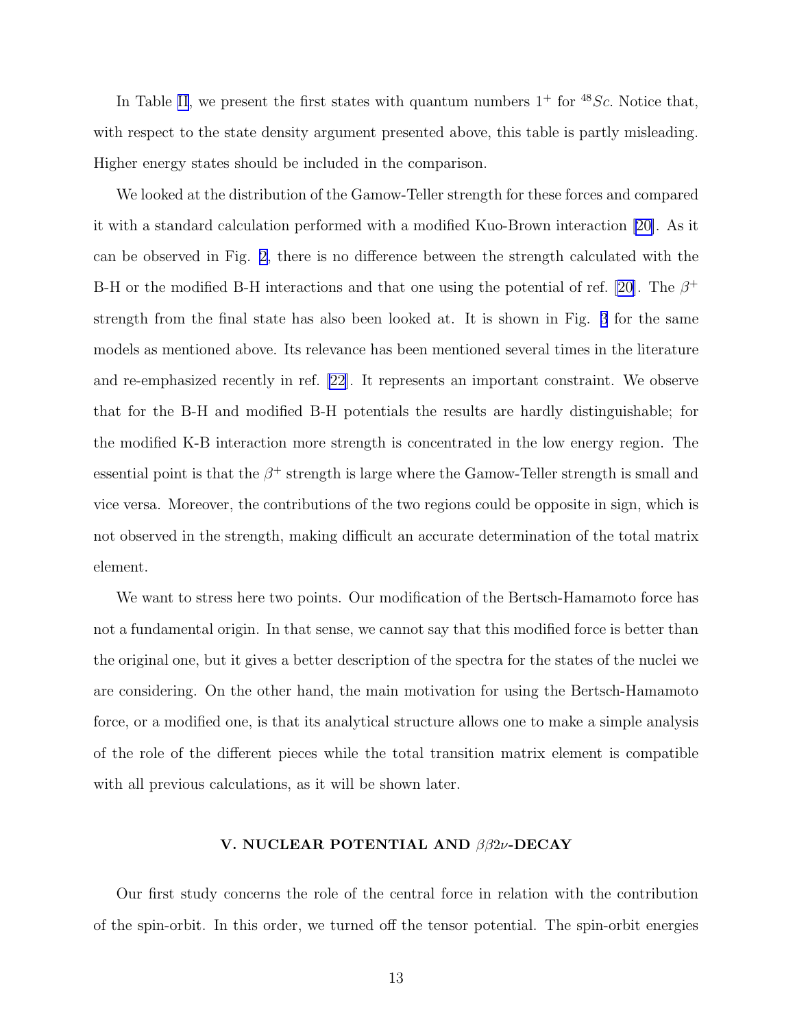In Table II, we present the first states with quantum numbers $1^+$ for $^{48}Sc$. Notice that, with respect to the state density argument presented above, this table is partly misleading. Higher energy states should be included in the comparison.

We looked at the distribution of the Gamow-Teller strength for these forces and compared it with a standard calculation performed with a modified Kuo-Brown interaction [20]. As it can be observed in Fig. 2, there is no difference between the strength calculated with the B-H or the modified B-H interactions and that one using the potential of ref. [20]. The $\beta^+$ strength from the final state has also been looked at. It is shown in Fig. 3 for the same models as mentioned above. Its relevance has been mentioned several times in the literature and re-emphasized recently in ref. [22]. It represents an important constraint. We observe that for the B-H and modified B-H potentials the results are hardly distinguishable; for the modified K-B interaction more strength is concentrated in the low energy region. The essential point is that the $\beta^+$ strength is large where the Gamow-Teller strength is small and vice versa. Moreover, the contributions of the two regions could be opposite in sign, which is not observed in the strength, making difficult an accurate determination of the total matrix element.

We want to stress here two points. Our modification of the Bertsch-Hamamoto force has not a fundamental origin. In that sense, we cannot say that this modified force is better than the original one, but it gives a better description of the spectra for the states of the nuclei we are considering. On the other hand, the main motivation for using the Bertsch-Hamamoto force, or a modified one, is that its analytical structure allows one to make a simple analysis of the role of the different pieces while the total transition matrix element is compatible with all previous calculations, as it will be shown later.

## V. NUCLEAR POTENTIAL AND $\beta\beta 2\nu$-DECAY

Our first study concerns the role of the central force in relation with the contribution of the spin-orbit. In this order, we turned off the tensor potential. The spin-orbit energies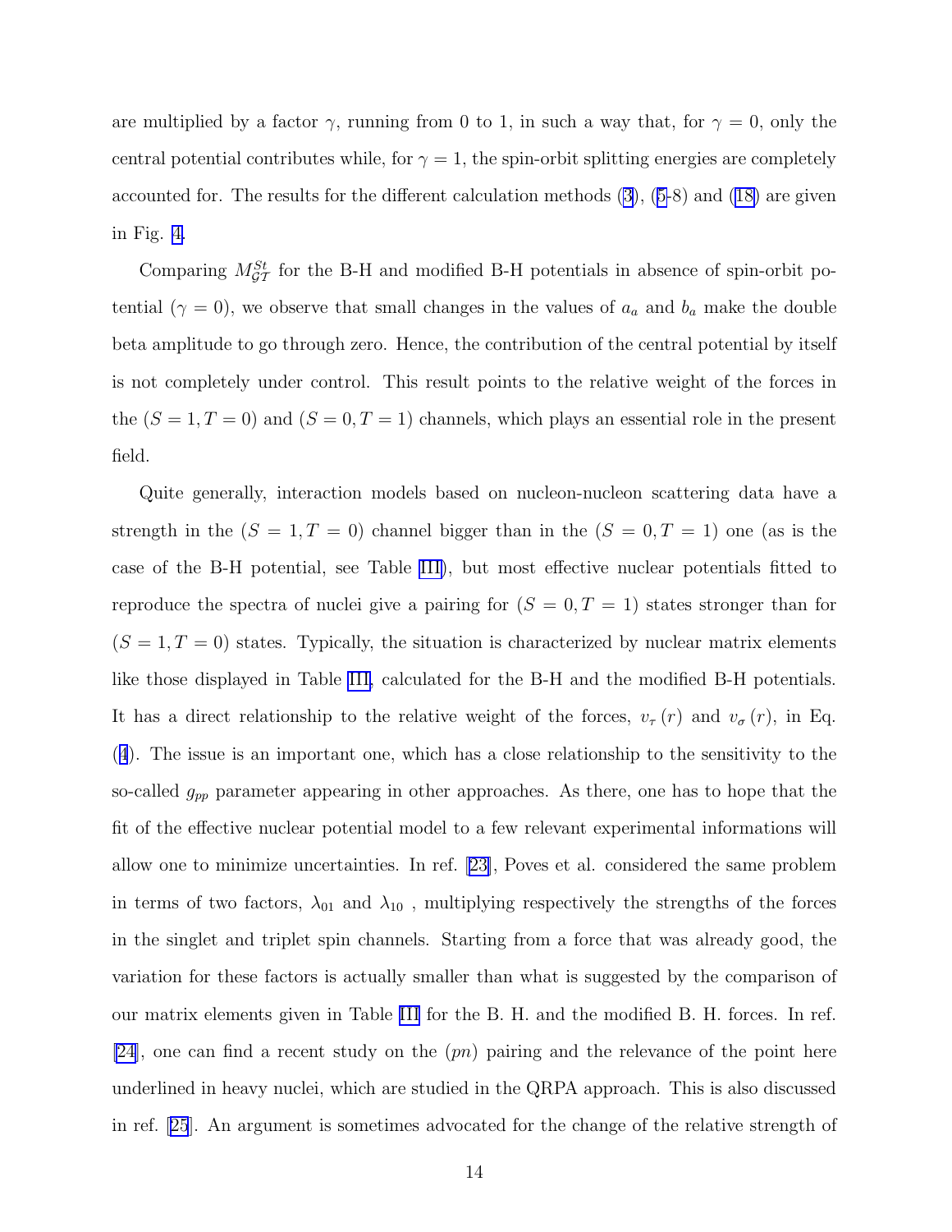are multiplied by a factor $\gamma$, running from 0 to 1, in such a way that, for $\gamma = 0$, only the central potential contributes while, for $\gamma = 1$, the spin-orbit splitting energies are completely accounted for. The results for the different calculation methods (3), (5-8) and (18) are given in Fig. 4.

Comparing $M_{\mathcal{GT}}^{St}$ for the B-H and modified B-H potentials in absence of spin-orbit potential ($\gamma = 0$), we observe that small changes in the values of $a_a$ and $b_a$ make the double beta amplitude to go through zero. Hence, the contribution of the central potential by itself is not completely under control. This result points to the relative weight of the forces in the $(S = 1, T = 0)$ and $(S = 0, T = 1)$ channels, which plays an essential role in the present field.

Quite generally, interaction models based on nucleon-nucleon scattering data have a strength in the $(S = 1, T = 0)$ channel bigger than in the $(S = 0, T = 1)$ one (as is the case of the B-H potential, see Table III), but most effective nuclear potentials fitted to reproduce the spectra of nuclei give a pairing for $(S = 0, T = 1)$ states stronger than for $(S = 1, T = 0)$ states. Typically, the situation is characterized by nuclear matrix elements like those displayed in Table III, calculated for the B-H and the modified B-H potentials. It has a direct relationship to the relative weight of the forces, $v_\tau(r)$ and $v_\sigma(r)$, in Eq. (4). The issue is an important one, which has a close relationship to the sensitivity to the so-called $g_{pp}$ parameter appearing in other approaches. As there, one has to hope that the fit of the effective nuclear potential model to a few relevant experimental informations will allow one to minimize uncertainties. In ref. [23], Poves et al. considered the same problem in terms of two factors, $\lambda_{01}$ and $\lambda_{10}$ , multiplying respectively the strengths of the forces in the singlet and triplet spin channels. Starting from a force that was already good, the variation for these factors is actually smaller than what is suggested by the comparison of our matrix elements given in Table III for the B. H. and the modified B. H. forces. In ref. [24], one can find a recent study on the $(pn)$ pairing and the relevance of the point here underlined in heavy nuclei, which are studied in the QRPA approach. This is also discussed in ref. [25]. An argument is sometimes advocated for the change of the relative strength of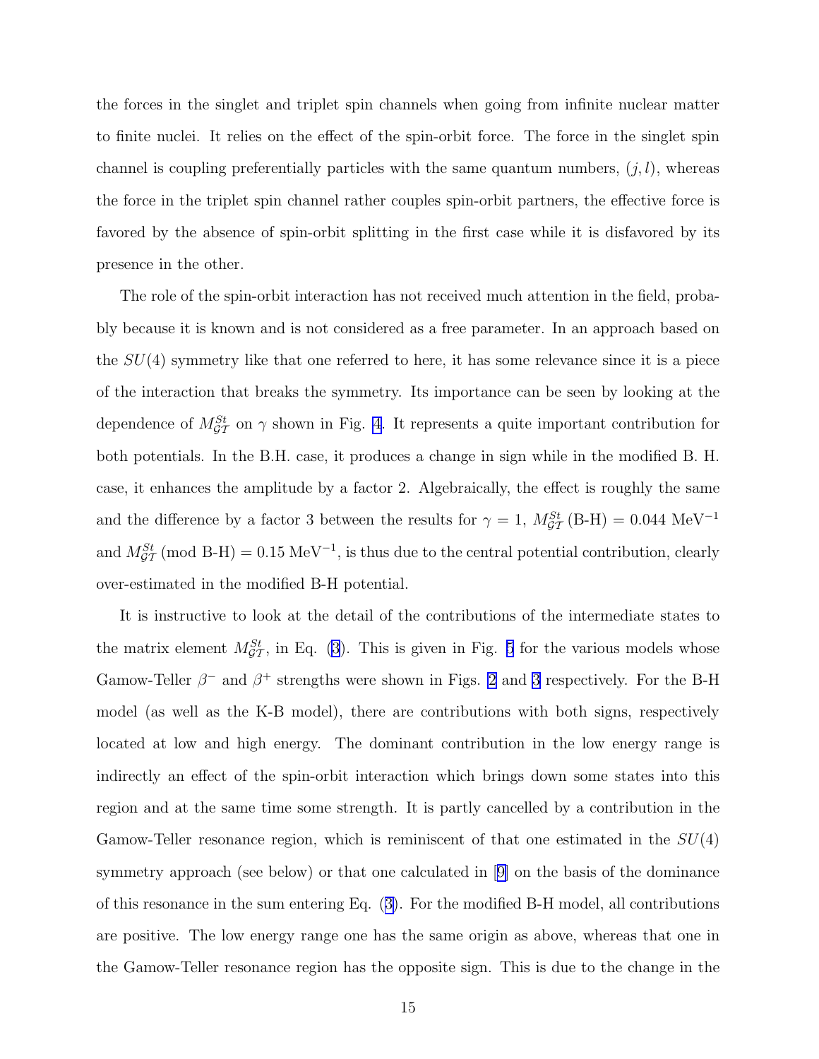the forces in the singlet and triplet spin channels when going from infinite nuclear matter to finite nuclei. It relies on the effect of the spin-orbit force. The force in the singlet spin channel is coupling preferentially particles with the same quantum numbers, $(j, l)$, whereas the force in the triplet spin channel rather couples spin-orbit partners, the effective force is favored by the absence of spin-orbit splitting in the first case while it is disfavored by its presence in the other.

The role of the spin-orbit interaction has not received much attention in the field, probably because it is known and is not considered as a free parameter. In an approach based on the $SU(4)$ symmetry like that one referred to here, it has some relevance since it is a piece of the interaction that breaks the symmetry. Its importance can be seen by looking at the dependence of $M_{\mathcal{GT}}^{St}$ on $\gamma$ shown in Fig. 4. It represents a quite important contribution for both potentials. In the B.H. case, it produces a change in sign while in the modified B. H. case, it enhances the amplitude by a factor 2. Algebraically, the effect is roughly the same and the difference by a factor 3 between the results for $\gamma = 1$, $M_{\mathcal{GT}}^{St}$ (B-H) $= 0.044$ MeV$^{-1}$ and $M_{\mathcal{GT}}^{St}$ (mod B-H) $= 0.15$ MeV$^{-1}$, is thus due to the central potential contribution, clearly over-estimated in the modified B-H potential.

It is instructive to look at the detail of the contributions of the intermediate states to the matrix element $M_{\mathcal{GT}}^{St}$, in Eq. (3). This is given in Fig. 5 for the various models whose Gamow-Teller $\beta^-$ and $\beta^+$ strengths were shown in Figs. 2 and 3 respectively. For the B-H model (as well as the K-B model), there are contributions with both signs, respectively located at low and high energy. The dominant contribution in the low energy range is indirectly an effect of the spin-orbit interaction which brings down some states into this region and at the same time some strength. It is partly cancelled by a contribution in the Gamow-Teller resonance region, which is reminiscent of that one estimated in the $SU(4)$ symmetry approach (see below) or that one calculated in [9] on the basis of the dominance of this resonance in the sum entering Eq. (3). For the modified B-H model, all contributions are positive. The low energy range one has the same origin as above, whereas that one in the Gamow-Teller resonance region has the opposite sign. This is due to the change in the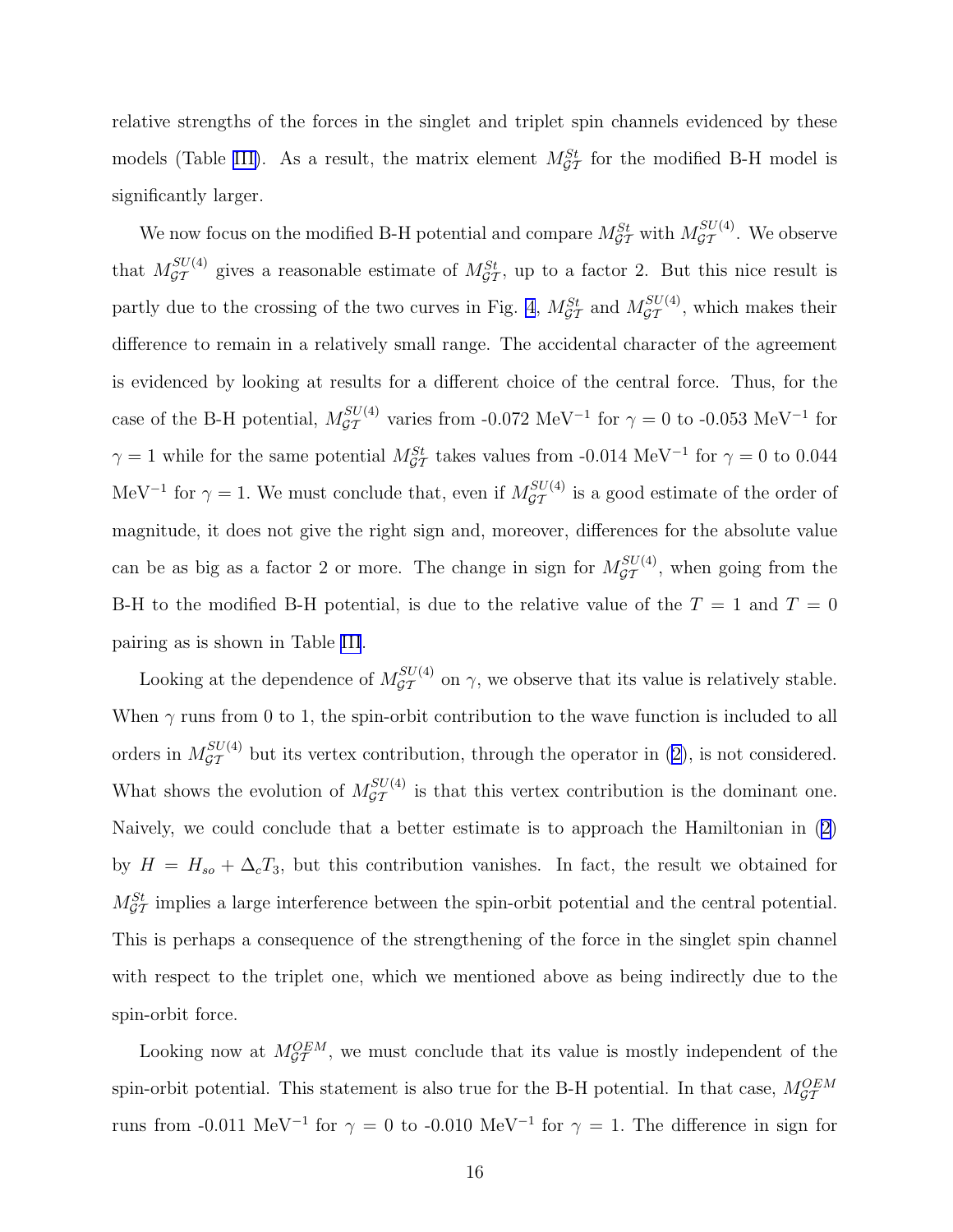relative strengths of the forces in the singlet and triplet spin channels evidenced by these models (Table III). As a result, the matrix element $M_{\mathcal{GT}}^{St}$ for the modified B-H model is significantly larger.

We now focus on the modified B-H potential and compare $M_{\mathcal{GT}}^{St}$ with $M_{\mathcal{GT}}^{SU(4)}$. We observe that $M_{\mathcal{GT}}^{SU(4)}$ gives a reasonable estimate of $M_{\mathcal{GT}}^{St}$, up to a factor 2. But this nice result is partly due to the crossing of the two curves in Fig. 4, $M_{\mathcal{GT}}^{St}$ and $M_{\mathcal{GT}}^{SU(4)}$, which makes their difference to remain in a relatively small range. The accidental character of the agreement is evidenced by looking at results for a different choice of the central force. Thus, for the case of the B-H potential, $M_{\mathcal{GT}}^{SU(4)}$ varies from -0.072 MeV$^{-1}$ for $\gamma = 0$ to -0.053 MeV$^{-1}$ for $\gamma = 1$ while for the same potential $M_{\mathcal{GT}}^{St}$ takes values from -0.014 MeV$^{-1}$ for $\gamma = 0$ to 0.044 MeV$^{-1}$ for $\gamma = 1$. We must conclude that, even if $M_{\mathcal{GT}}^{SU(4)}$ is a good estimate of the order of magnitude, it does not give the right sign and, moreover, differences for the absolute value can be as big as a factor 2 or more. The change in sign for $M_{\mathcal{GT}}^{SU(4)}$, when going from the B-H to the modified B-H potential, is due to the relative value of the $T = 1$ and $T = 0$ pairing as is shown in Table III.

Looking at the dependence of $M_{\mathcal{GT}}^{SU(4)}$ on $\gamma$, we observe that its value is relatively stable. When $\gamma$ runs from 0 to 1, the spin-orbit contribution to the wave function is included to all orders in $M_{\mathcal{GT}}^{SU(4)}$ but its vertex contribution, through the operator in (2), is not considered. What shows the evolution of $M_{\mathcal{GT}}^{SU(4)}$ is that this vertex contribution is the dominant one. Naively, we could conclude that a better estimate is to approach the Hamiltonian in (2) by $H = H_{so} + \Delta_c T_3$, but this contribution vanishes. In fact, the result we obtained for $M_{\mathcal{GT}}^{St}$ implies a large interference between the spin-orbit potential and the central potential. This is perhaps a consequence of the strengthening of the force in the singlet spin channel with respect to the triplet one, which we mentioned above as being indirectly due to the spin-orbit force.

Looking now at $M_{\mathcal{GT}}^{OEM}$, we must conclude that its value is mostly independent of the spin-orbit potential. This statement is also true for the B-H potential. In that case, $M_{\mathcal{GT}}^{OEM}$ runs from -0.011 MeV$^{-1}$ for $\gamma = 0$ to -0.010 MeV$^{-1}$ for $\gamma = 1$. The difference in sign for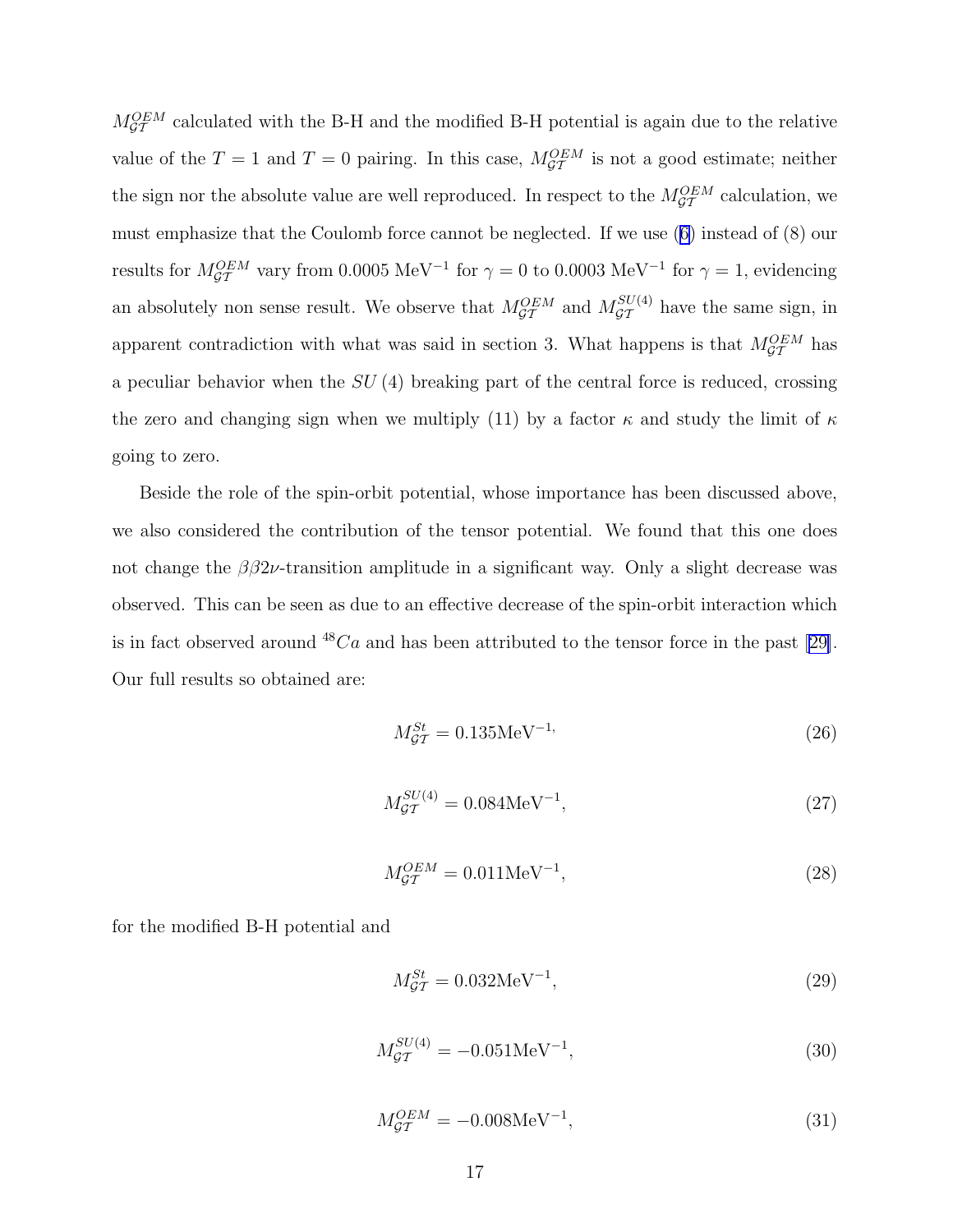$M_{\mathcal{GT}}^{OEM}$ calculated with the B-H and the modified B-H potential is again due to the relative value of the $T = 1$ and $T = 0$ pairing. In this case, $M_{\mathcal{GT}}^{OEM}$ is not a good estimate; neither the sign nor the absolute value are well reproduced. In respect to the $M_{\mathcal{GT}}^{OEM}$ calculation, we must emphasize that the Coulomb force cannot be neglected. If we use (6) instead of (8) our results for $M_{\mathcal{GT}}^{OEM}$ vary from 0.0005 MeV$^{-1}$ for $\gamma = 0$ to 0.0003 MeV$^{-1}$ for $\gamma = 1$, evidencing an absolutely non sense result. We observe that $M_{\mathcal{GT}}^{OEM}$ and $M_{\mathcal{GT}}^{SU(4)}$ have the same sign, in apparent contradiction with what was said in section 3. What happens is that $M_{\mathcal{GT}}^{OEM}$ has a peculiar behavior when the $SU(4)$ breaking part of the central force is reduced, crossing the zero and changing sign when we multiply (11) by a factor $\kappa$ and study the limit of $\kappa$ going to zero.

Beside the role of the spin-orbit potential, whose importance has been discussed above, we also considered the contribution of the tensor potential. We found that this one does not change the $\beta\beta2\nu$-transition amplitude in a significant way. Only a slight decrease was observed. This can be seen as due to an effective decrease of the spin-orbit interaction which is in fact observed around $^{48}Ca$ and has been attributed to the tensor force in the past [29]. Our full results so obtained are:

$$M_{\mathcal{GT}}^{St} = 0.135\text{MeV}^{-1,} \tag{26}$$

$$M_{\mathcal{GT}}^{SU(4)} = 0.084\text{MeV}^{-1}, \tag{27}$$

$$M_{\mathcal{GT}}^{OEM} = 0.011\text{MeV}^{-1}, \tag{28}$$

for the modified B-H potential and

$$M_{\mathcal{GT}}^{St} = 0.032\text{MeV}^{-1}, \tag{29}$$

$$M_{\mathcal{GT}}^{SU(4)} = -0.051\text{MeV}^{-1}, \tag{30}$$

$$M_{\mathcal{GT}}^{OEM} = -0.008\text{MeV}^{-1}, \tag{31}$$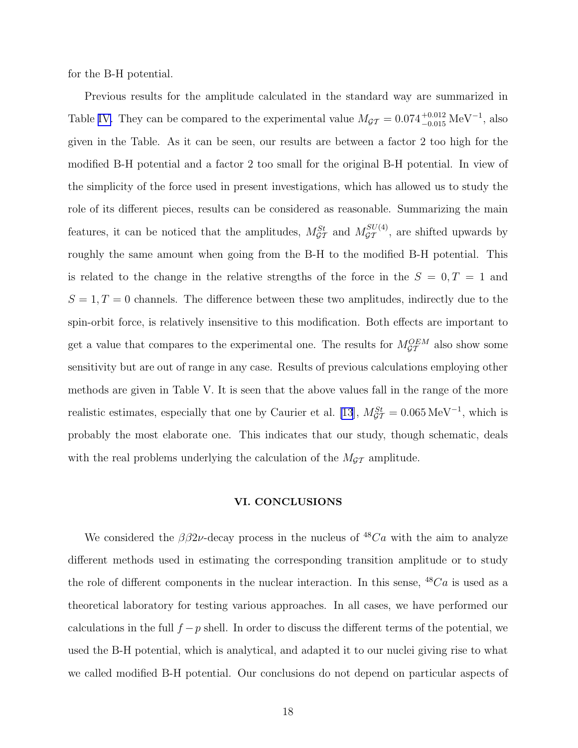for the B-H potential.

Previous results for the amplitude calculated in the standard way are summarized in Table IV. They can be compared to the experimental value $M_{\mathcal{GT}} = 0.074^{+0.012}_{-0.015}\,\mathrm{MeV}^{-1}$, also given in the Table. As it can be seen, our results are between a factor 2 too high for the modified B-H potential and a factor 2 too small for the original B-H potential. In view of the simplicity of the force used in present investigations, which has allowed us to study the role of its different pieces, results can be considered as reasonable. Summarizing the main features, it can be noticed that the amplitudes, $M^{St}_{\mathcal{GT}}$ and $M^{SU(4)}_{\mathcal{GT}}$, are shifted upwards by roughly the same amount when going from the B-H to the modified B-H potential. This is related to the change in the relative strengths of the force in the $S = 0, T = 1$ and $S = 1, T = 0$ channels. The difference between these two amplitudes, indirectly due to the spin-orbit force, is relatively insensitive to this modification. Both effects are important to get a value that compares to the experimental one. The results for $M^{OEM}_{\mathcal{GT}}$ also show some sensitivity but are out of range in any case. Results of previous calculations employing other methods are given in Table V. It is seen that the above values fall in the range of the more realistic estimates, especially that one by Caurier et al. [13], $M^{St}_{\mathcal{GT}} = 0.065\,\mathrm{MeV}^{-1}$, which is probably the most elaborate one. This indicates that our study, though schematic, deals with the real problems underlying the calculation of the $M_{\mathcal{GT}}$ amplitude.

## VI. CONCLUSIONS

We considered the $\beta\beta2\nu$-decay process in the nucleus of $^{48}Ca$ with the aim to analyze different methods used in estimating the corresponding transition amplitude or to study the role of different components in the nuclear interaction. In this sense, $^{48}Ca$ is used as a theoretical laboratory for testing various approaches. In all cases, we have performed our calculations in the full $f-p$ shell. In order to discuss the different terms of the potential, we used the B-H potential, which is analytical, and adapted it to our nuclei giving rise to what we called modified B-H potential. Our conclusions do not depend on particular aspects of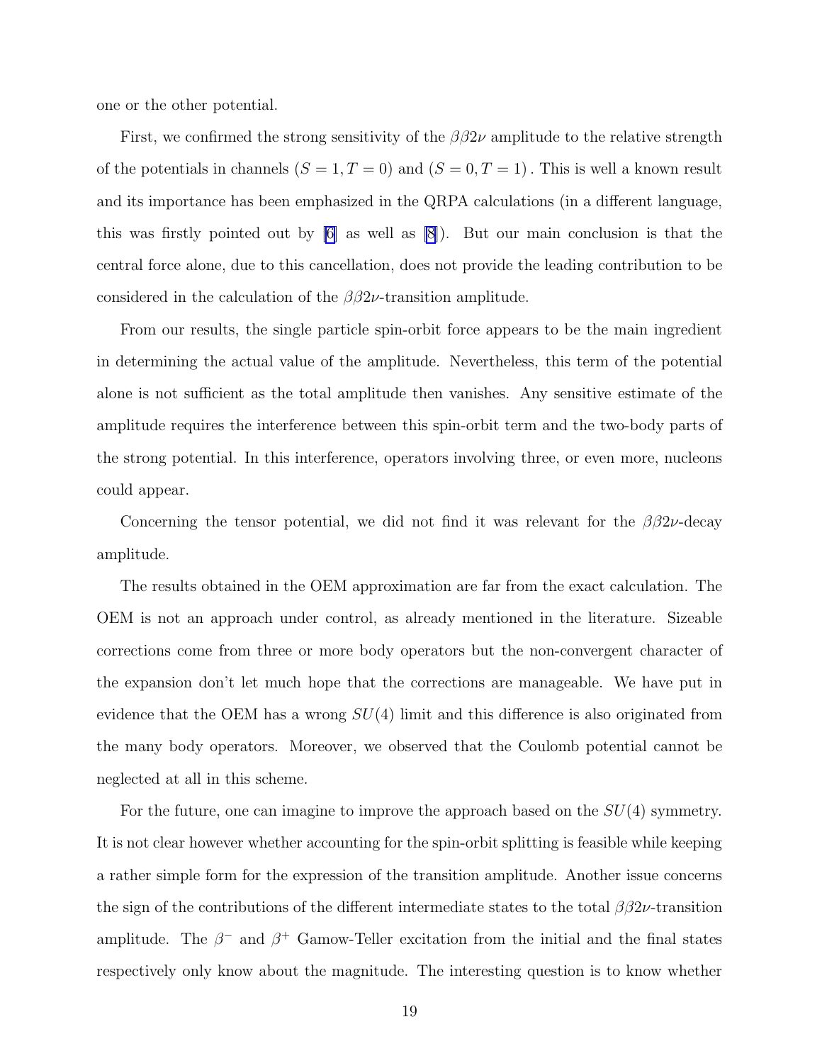one or the other potential.

First, we confirmed the strong sensitivity of the $\beta\beta2\nu$ amplitude to the relative strength of the potentials in channels $(S = 1, T = 0)$ and $(S = 0, T = 1)$. This is well a known result and its importance has been emphasized in the QRPA calculations (in a different language, this was firstly pointed out by [6] as well as [8]). But our main conclusion is that the central force alone, due to this cancellation, does not provide the leading contribution to be considered in the calculation of the $\beta\beta2\nu$-transition amplitude.

From our results, the single particle spin-orbit force appears to be the main ingredient in determining the actual value of the amplitude. Nevertheless, this term of the potential alone is not sufficient as the total amplitude then vanishes. Any sensitive estimate of the amplitude requires the interference between this spin-orbit term and the two-body parts of the strong potential. In this interference, operators involving three, or even more, nucleons could appear.

Concerning the tensor potential, we did not find it was relevant for the $\beta\beta2\nu$-decay amplitude.

The results obtained in the OEM approximation are far from the exact calculation. The OEM is not an approach under control, as already mentioned in the literature. Sizeable corrections come from three or more body operators but the non-convergent character of the expansion don't let much hope that the corrections are manageable. We have put in evidence that the OEM has a wrong $SU(4)$ limit and this difference is also originated from the many body operators. Moreover, we observed that the Coulomb potential cannot be neglected at all in this scheme.

For the future, one can imagine to improve the approach based on the $SU(4)$ symmetry. It is not clear however whether accounting for the spin-orbit splitting is feasible while keeping a rather simple form for the expression of the transition amplitude. Another issue concerns the sign of the contributions of the different intermediate states to the total $\beta\beta2\nu$-transition amplitude. The $\beta^-$ and $\beta^+$ Gamow-Teller excitation from the initial and the final states respectively only know about the magnitude. The interesting question is to know whether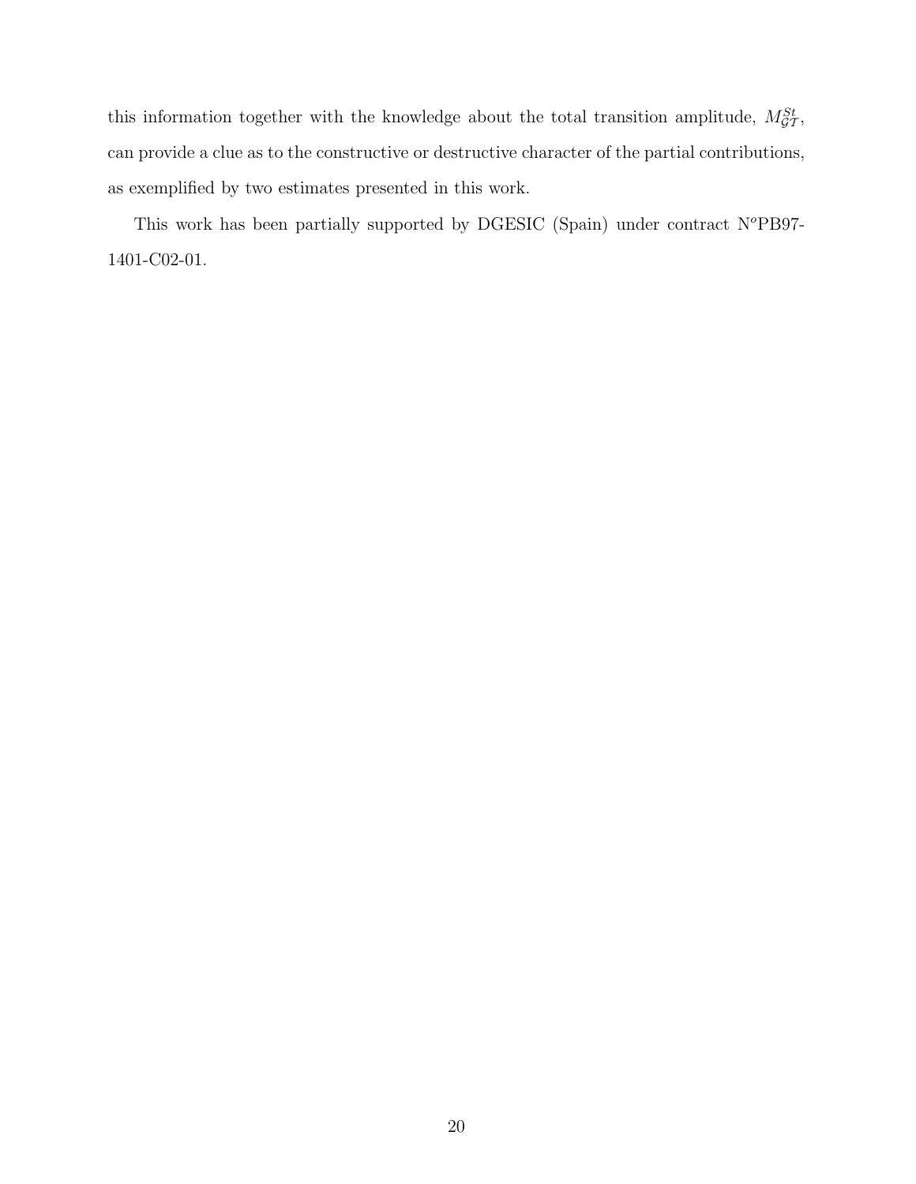this information together with the knowledge about the total transition amplitude, $M_{\mathcal{GT}}^{St}$, can provide a clue as to the constructive or destructive character of the partial contributions, as exemplified by two estimates presented in this work.

This work has been partially supported by DGESIC (Spain) under contract N$^{o}$PB97-1401-C02-01.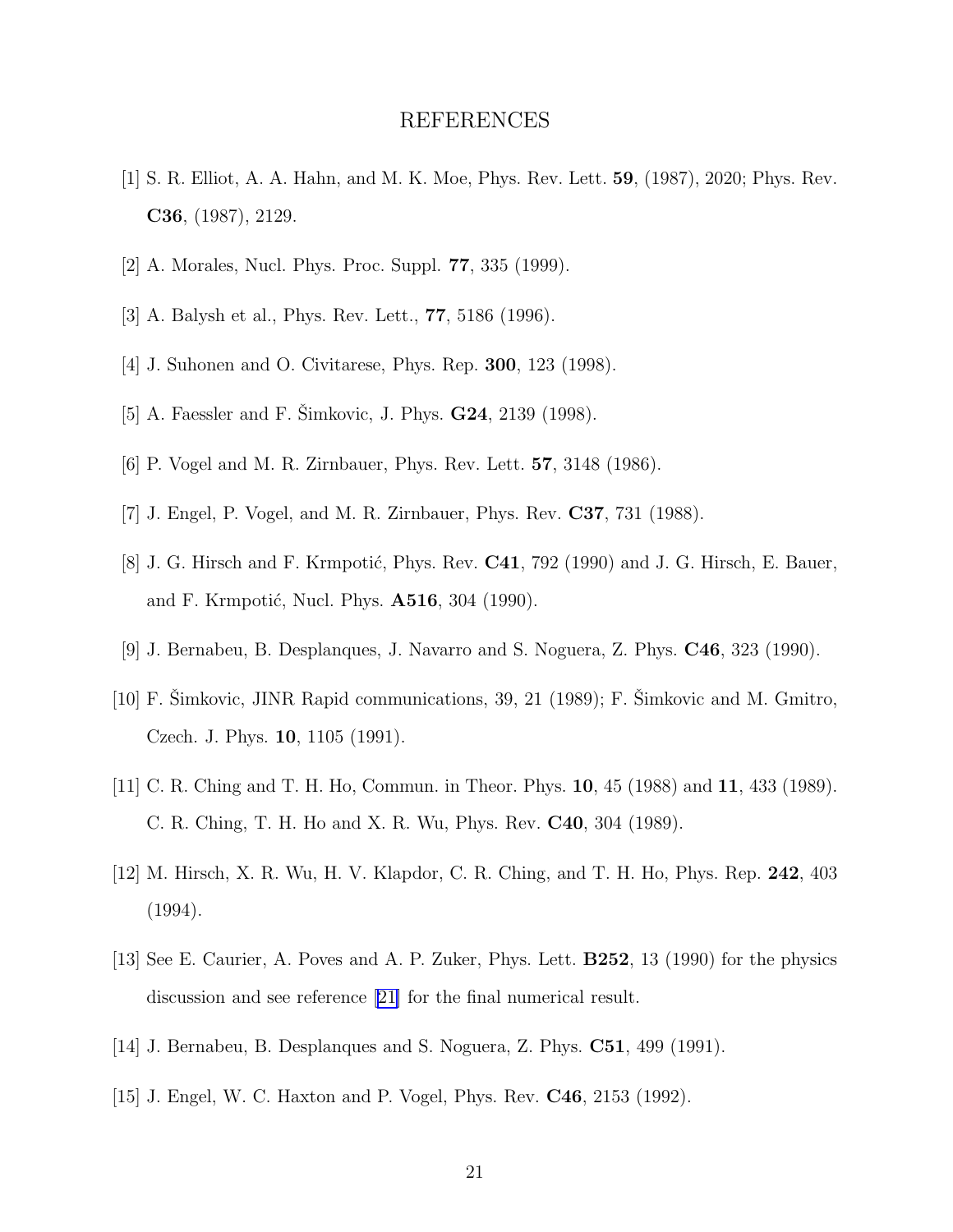# REFERENCES

[1] S. R. Elliot, A. A. Hahn, and M. K. Moe, Phys. Rev. Lett. **59**, (1987), 2020; Phys. Rev. **C36**, (1987), 2129.

[2] A. Morales, Nucl. Phys. Proc. Suppl. **77**, 335 (1999).

[3] A. Balysh et al., Phys. Rev. Lett., **77**, 5186 (1996).

[4] J. Suhonen and O. Civitarese, Phys. Rep. **300**, 123 (1998).

[5] A. Faessler and F. Šimkovic, J. Phys. **G24**, 2139 (1998).

[6] P. Vogel and M. R. Zirnbauer, Phys. Rev. Lett. **57**, 3148 (1986).

[7] J. Engel, P. Vogel, and M. R. Zirnbauer, Phys. Rev. **C37**, 731 (1988).

[8] J. G. Hirsch and F. Krmpotić, Phys. Rev. **C41**, 792 (1990) and J. G. Hirsch, E. Bauer, and F. Krmpotić, Nucl. Phys. **A516**, 304 (1990).

[9] J. Bernabeu, B. Desplanques, J. Navarro and S. Noguera, Z. Phys. **C46**, 323 (1990).

[10] F. Šimkovic, JINR Rapid communications, 39, 21 (1989); F. Šimkovic and M. Gmitro, Czech. J. Phys. **10**, 1105 (1991).

[11] C. R. Ching and T. H. Ho, Commun. in Theor. Phys. **10**, 45 (1988) and **11**, 433 (1989). C. R. Ching, T. H. Ho and X. R. Wu, Phys. Rev. **C40**, 304 (1989).

[12] M. Hirsch, X. R. Wu, H. V. Klapdor, C. R. Ching, and T. H. Ho, Phys. Rep. **242**, 403 (1994).

[13] See E. Caurier, A. Poves and A. P. Zuker, Phys. Lett. **B252**, 13 (1990) for the physics discussion and see reference [21] for the final numerical result.

[14] J. Bernabeu, B. Desplanques and S. Noguera, Z. Phys. **C51**, 499 (1991).

[15] J. Engel, W. C. Haxton and P. Vogel, Phys. Rev. **C46**, 2153 (1992).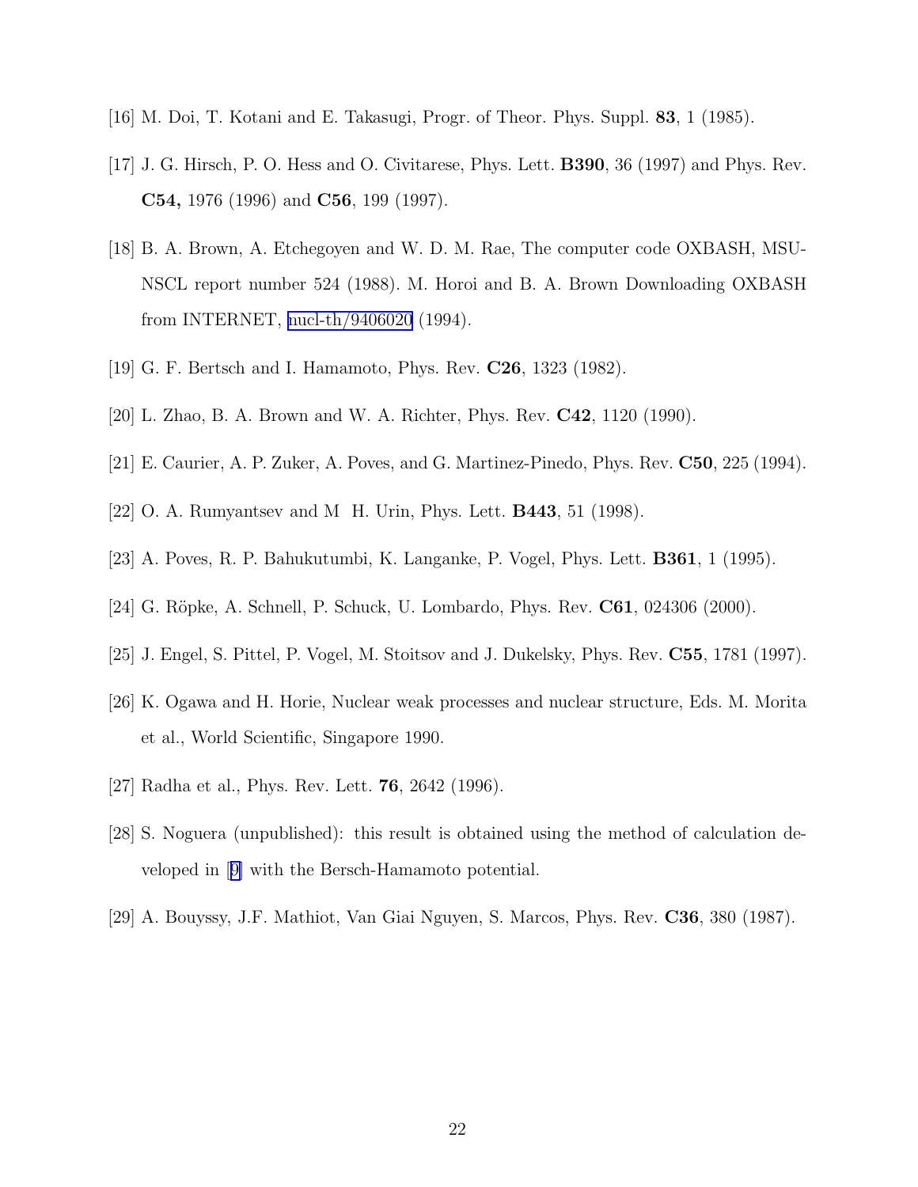[16] M. Doi, T. Kotani and E. Takasugi, Progr. of Theor. Phys. Suppl. **83**, 1 (1985).

[17] J. G. Hirsch, P. O. Hess and O. Civitarese, Phys. Lett. **B390**, 36 (1997) and Phys. Rev. **C54,** 1976 (1996) and **C56**, 199 (1997).

[18] B. A. Brown, A. Etchegoyen and W. D. M. Rae, The computer code OXBASH, MSU-NSCL report number 524 (1988). M. Horoi and B. A. Brown Downloading OXBASH from INTERNET, nucl-th/9406020 (1994).

[19] G. F. Bertsch and I. Hamamoto, Phys. Rev. **C26**, 1323 (1982).

[20] L. Zhao, B. A. Brown and W. A. Richter, Phys. Rev. **C42**, 1120 (1990).

[21] E. Caurier, A. P. Zuker, A. Poves, and G. Martinez-Pinedo, Phys. Rev. **C50**, 225 (1994).

[22] O. A. Rumyantsev and M H. Urin, Phys. Lett. **B443**, 51 (1998).

[23] A. Poves, R. P. Bahukutumbi, K. Langanke, P. Vogel, Phys. Lett. **B361**, 1 (1995).

[24] G. Röpke, A. Schnell, P. Schuck, U. Lombardo, Phys. Rev. **C61**, 024306 (2000).

[25] J. Engel, S. Pittel, P. Vogel, M. Stoitsov and J. Dukelsky, Phys. Rev. **C55**, 1781 (1997).

[26] K. Ogawa and H. Horie, Nuclear weak processes and nuclear structure, Eds. M. Morita et al., World Scientific, Singapore 1990.

[27] Radha et al., Phys. Rev. Lett. **76**, 2642 (1996).

[28] S. Noguera (unpublished): this result is obtained using the method of calculation developed in [9] with the Bersch-Hamamoto potential.

[29] A. Bouyssy, J.F. Mathiot, Van Giai Nguyen, S. Marcos, Phys. Rev. **C36**, 380 (1987).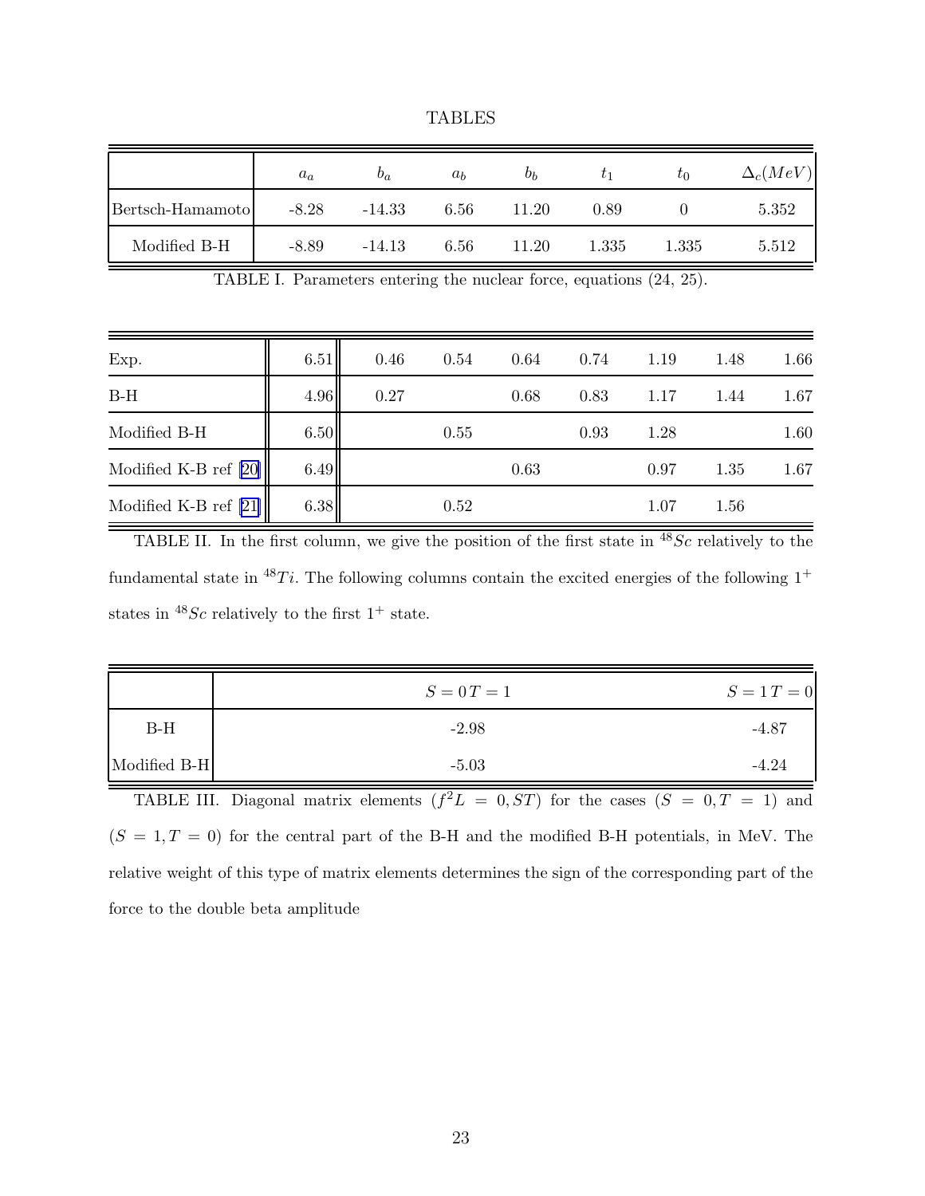# TABLES

| | $a_a$ | $b_a$ | $a_b$ | $b_b$ | $t_1$ | $t_0$ | $\Delta_c(MeV)$ |
|---|---|---|---|---|---|---|---|
| Bertsch-Hamamoto | -8.28 | -14.33 | 6.56 | 11.20 | 0.89 | 0 | 5.352 |
| Modified B-H | -8.89 | -14.13 | 6.56 | 11.20 | 1.335 | 1.335 | 5.512 |

TABLE I. Parameters entering the nuclear force, equations (24, 25).

| | | | | | | | | |
|---|---|---|---|---|---|---|---|---|
| Exp. | 6.51 | 0.46 | 0.54 | 0.64 | 0.74 | 1.19 | 1.48 | 1.66 |
| B-H | 4.96 | 0.27 | | 0.68 | 0.83 | 1.17 | 1.44 | 1.67 |
| Modified B-H | 6.50 | | 0.55 | | 0.93 | 1.28 | | 1.60 |
| Modified K-B ref [20] | 6.49 | | | 0.63 | | 0.97 | 1.35 | 1.67 |
| Modified K-B ref [21] | 6.38 | | 0.52 | | | 1.07 | 1.56 | |

TABLE II. In the first column, we give the position of the first state in $^{48}Sc$ relatively to the fundamental state in $^{48}Ti$. The following columns contain the excited energies of the following $1^+$ states in $^{48}Sc$ relatively to the first $1^+$ state.

| | $S=0\,T=1$ | $S=1\,T=0$ |
|---|---|---|
| B-H | -2.98 | -4.87 |
| Modified B-H | -5.03 | -4.24 |

TABLE III. Diagonal matrix elements $(f^2L=0,ST)$ for the cases $(S=0,T=1)$ and $(S=1,T=0)$ for the central part of the B-H and the modified B-H potentials, in MeV. The relative weight of this type of matrix elements determines the sign of the corresponding part of the force to the double beta amplitude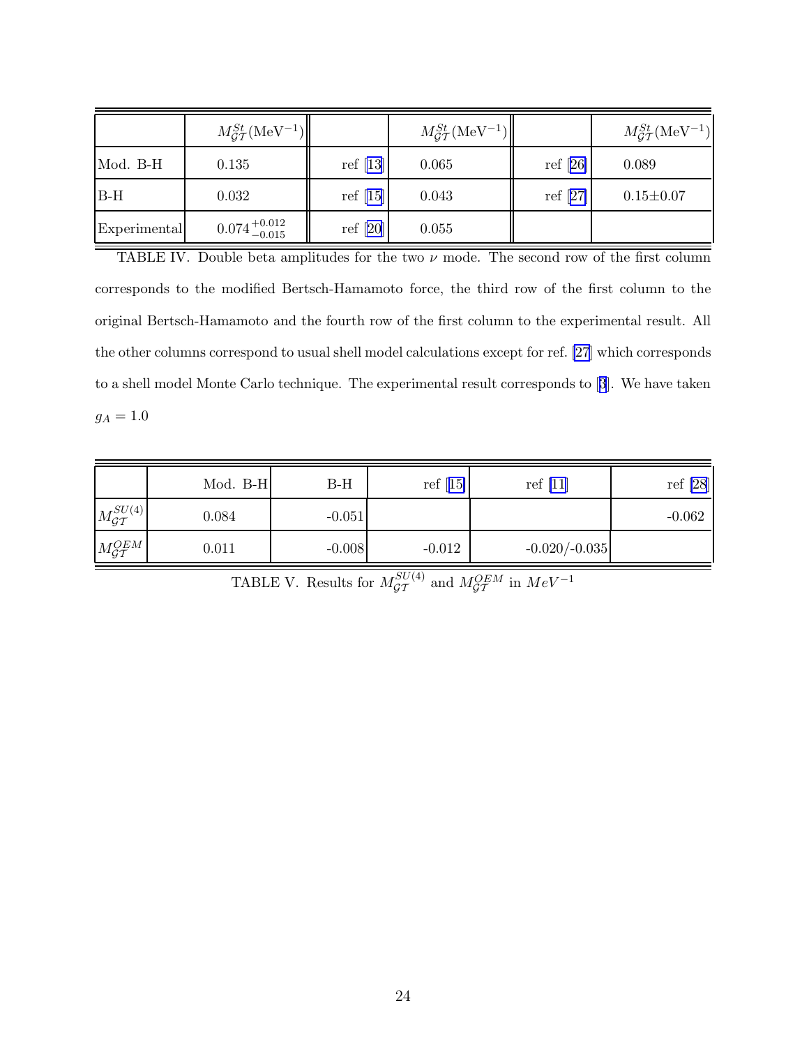| | $M^{St}_{\mathcal{GT}}(\mathrm{MeV}^{-1})$ | | $M^{St}_{\mathcal{GT}}(\mathrm{MeV}^{-1})$ | | $M^{St}_{\mathcal{GT}}(\mathrm{MeV}^{-1})$ |
|---|---|---|---|---|---|
| Mod. B-H | 0.135 | ref [13] | 0.065 | ref [26] | 0.089 |
| B-H | 0.032 | ref [15] | 0.043 | ref [27] | 0.15±0.07 |
| Experimental | $0.074^{+0.012}_{-0.015}$ | ref [20] | 0.055 | | |

TABLE IV. Double beta amplitudes for the two $\nu$ mode. The second row of the first column corresponds to the modified Bertsch-Hamamoto force, the third row of the first column to the original Bertsch-Hamamoto and the fourth row of the first column to the experimental result. All the other columns correspond to usual shell model calculations except for ref. [27] which corresponds to a shell model Monte Carlo technique. The experimental result corresponds to [3]. We have taken $g_A = 1.0$

| | Mod. B-H | B-H | ref [15] | ref [11] | ref [28] |
|---|---|---|---|---|---|
| $M^{SU(4)}_{\mathcal{GT}}$ | 0.084 | -0.051 | | | -0.062 |
| $M^{OEM}_{\mathcal{GT}}$ | 0.011 | -0.008 | -0.012 | -0.020/-0.035 | |

TABLE V. Results for $M^{SU(4)}_{\mathcal{GT}}$ and $M^{OEM}_{\mathcal{GT}}$ in $MeV^{-1}$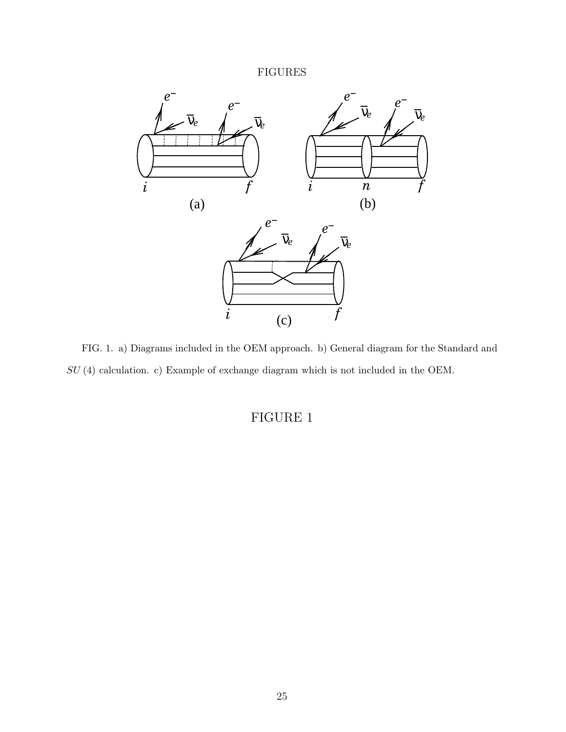# FIGURES

FIG. 1. a) Diagrams included in the OEM approach. b) General diagram for the Standard and $SU(4)$ calculation. c) Example of exchange diagram which is not included in the OEM.

FIGURE 1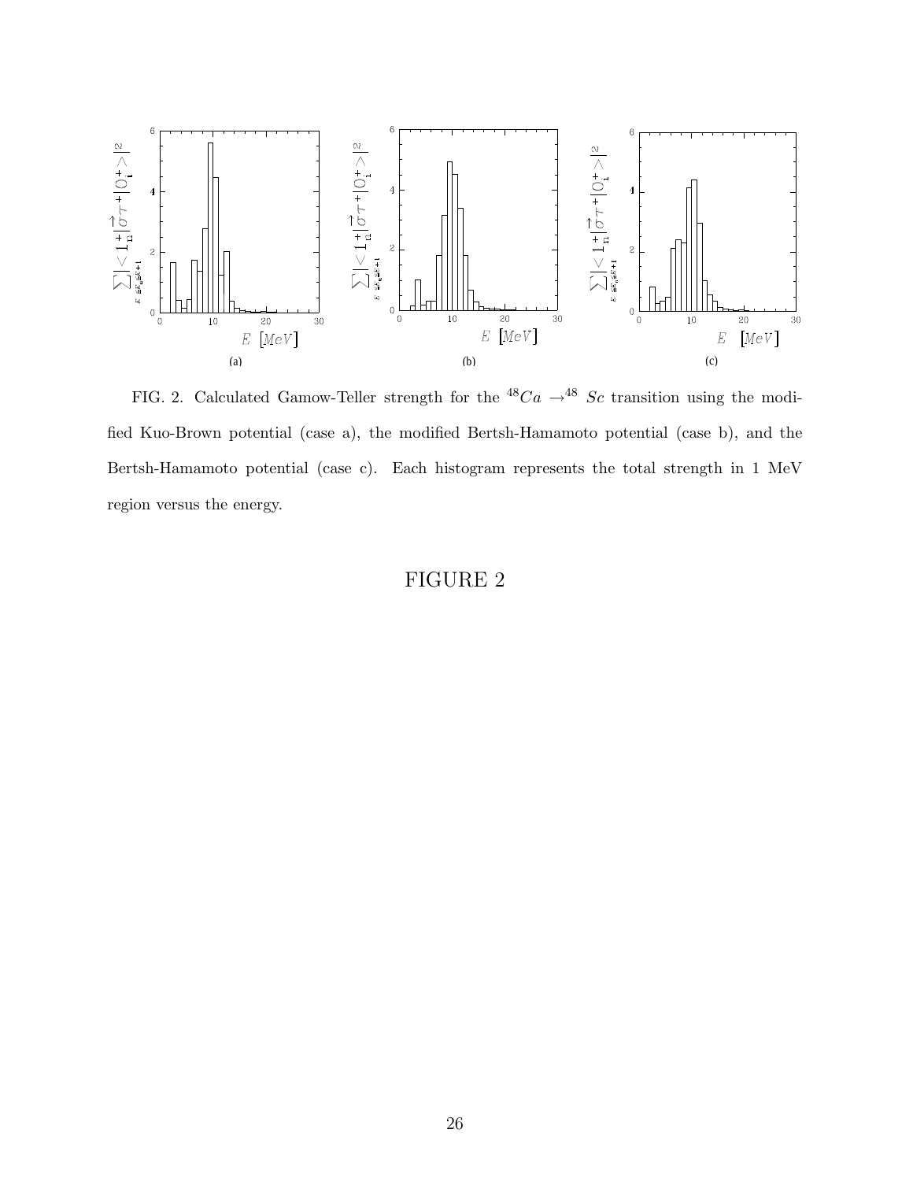FIG. 2. Calculated Gamow-Teller strength for the $^{48}Ca \rightarrow ^{48}Sc$ transition using the modified Kuo-Brown potential (case a), the modified Bertsh-Hamamoto potential (case b), and the Bertsh-Hamamoto potential (case c). Each histogram represents the total strength in 1 MeV region versus the energy.

FIGURE 2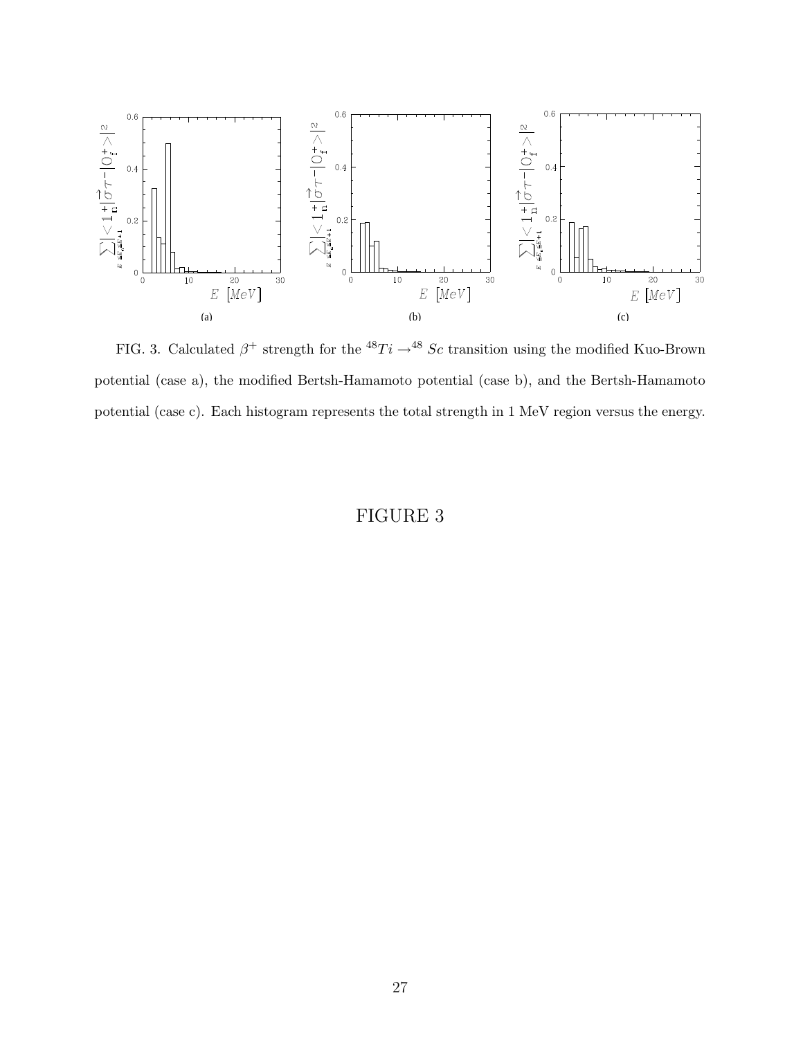FIG. 3. Calculated $\beta^+$ strength for the $^{48}Ti \rightarrow ^{48}Sc$ transition using the modified Kuo-Brown potential (case a), the modified Bertsh-Hamamoto potential (case b), and the Bertsh-Hamamoto potential (case c). Each histogram represents the total strength in 1 MeV region versus the energy.

FIGURE 3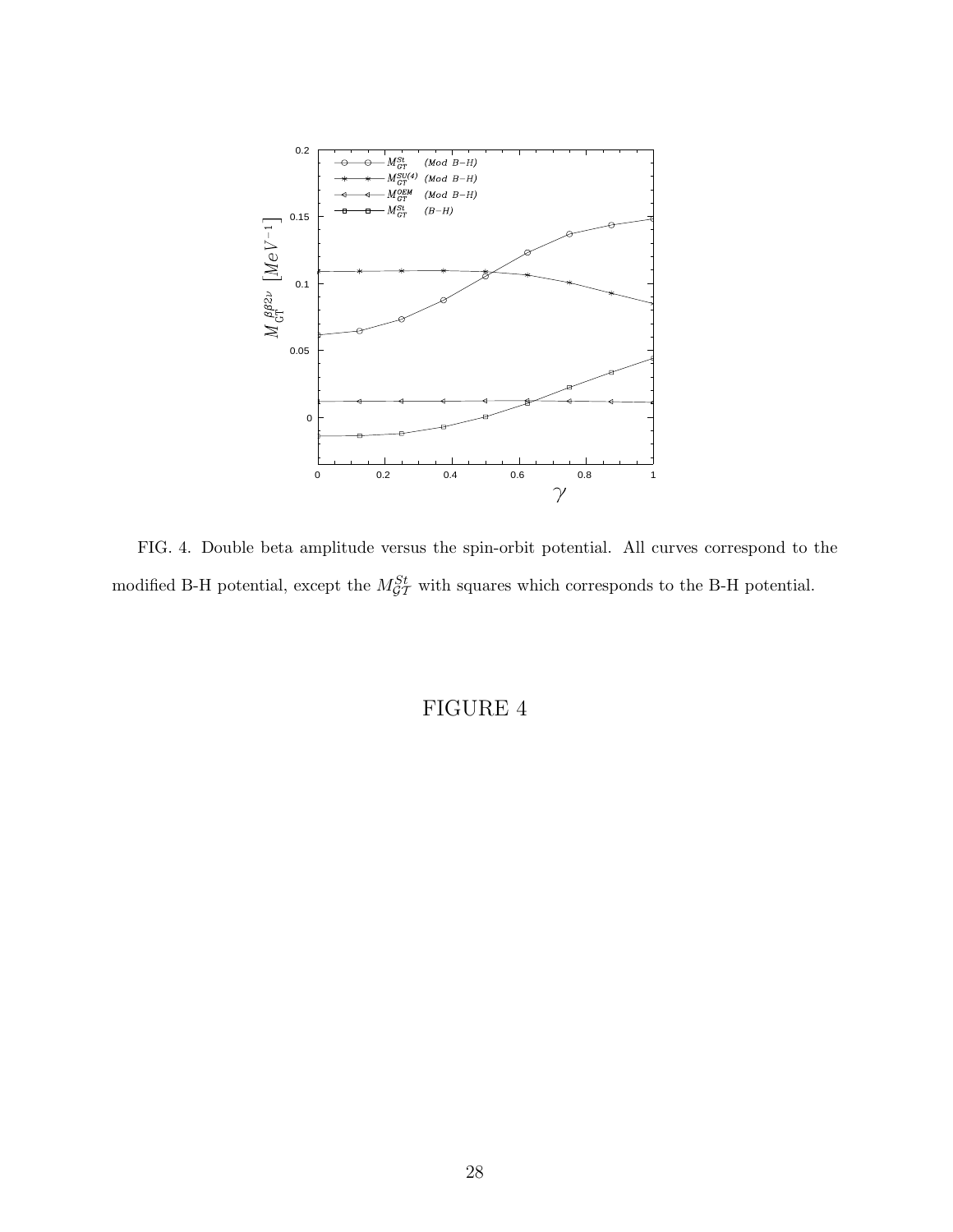FIG. 4. Double beta amplitude versus the spin-orbit potential. All curves correspond to the modified B-H potential, except the $M^{St}_{\mathcal{GT}}$ with squares which corresponds to the B-H potential.

FIGURE 4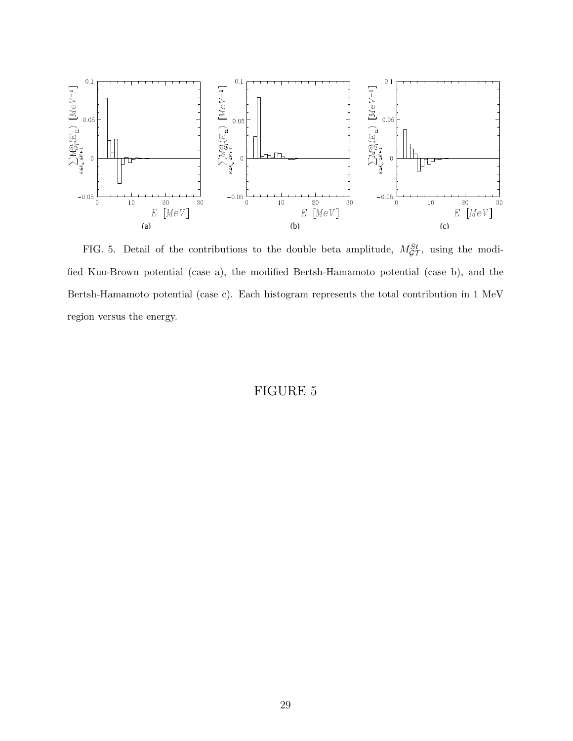(a)

$\sum_{E \le E_n \le E+1} M^{St}_{GT}(E_n)$ $[MeV^{-1}]$

0.1

0.05

0

−0.05

0 10 20 30

$E$ $[MeV]$

(b)

$\sum_{E \le E_n \le E+1} M^{St}_{GT}(E_n)$ $[MeV^{-1}]$

0.1

0.05

0

−0.05

0 10 20 30

$E$ $[MeV]$

(c)

$\sum_{E \le E_n \le E+1} M^{St}_{GT}(E_n)$ $[MeV^{-1}]$

0.1

0.05

0

−0.05

0 10 20 30

$E$ $[MeV]$

FIG. 5. Detail of the contributions to the double beta amplitude, $M^{St}_{\mathcal{GT}}$, using the modified Kuo-Brown potential (case a), the modified Bertsh-Hamamoto potential (case b), and the Bertsh-Hamamoto potential (case c). Each histogram represents the total contribution in 1 MeV region versus the energy.

FIGURE 5